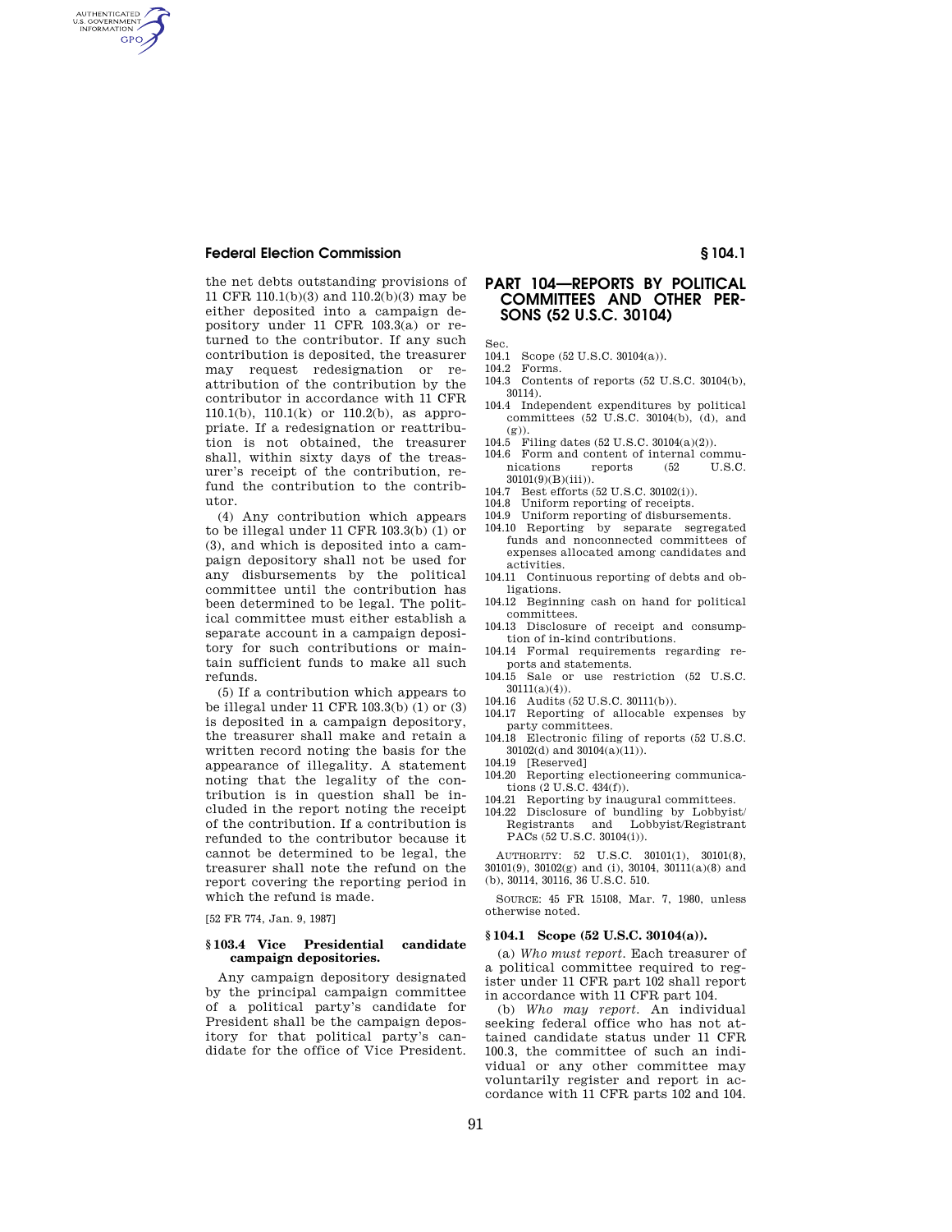the net debts outstanding provisions of 11 CFR 110.1(b)(3) and 110.2(b)(3) may be either deposited into a campaign depository under 11 CFR 103.3(a) or returned to the contributor. If any such contribution is deposited, the treasurer may request redesignation or reattribution of the contribution by the contributor in accordance with 11 CFR 110.1(b), 110.1(k) or 110.2(b), as appropriate. If a redesignation or reattribution is not obtained, the treasurer shall, within sixty days of the treasurer's receipt of the contribution, refund the contribution to the contributor.

(4) Any contribution which appears to be illegal under 11 CFR 103.3(b) (1) or (3), and which is deposited into a campaign depository shall not be used for any disbursements by the political committee until the contribution has been determined to be legal. The political committee must either establish a separate account in a campaign depository for such contributions or maintain sufficient funds to make all such refunds.

(5) If a contribution which appears to be illegal under 11 CFR 103.3(b) (1) or (3) is deposited in a campaign depository, the treasurer shall make and retain a written record noting the basis for the appearance of illegality. A statement noting that the legality of the contribution is in question shall be included in the report noting the receipt of the contribution. If a contribution is refunded to the contributor because it cannot be determined to be legal, the treasurer shall note the refund on the report covering the reporting period in which the refund is made.

[52 FR 774, Jan. 9, 1987]

### § 103.4 Vice Presidential candidate campaign depositories.

Any campaign depository designated by the principal campaign committee of a political party's candidate for President shall be the campaign depository for that political party's candidate for the office of Vice President.

## PART 104—REPORTS BY POLITICAL COMMITTEES AND OTHER PERSONS (52 U.S.C. 30104)

Sec.
104.1 Scope (52 U.S.C. 30104(a)).
104.2 Forms.
104.3 Contents of reports (52 U.S.C. 30104(b), 30114).
104.4 Independent expenditures by political committees (52 U.S.C. 30104(b), (d), and (g)).
104.5 Filing dates (52 U.S.C. 30104(a)(2)).
104.6 Form and content of internal communications reports (52 U.S.C. 30101(9)(B)(iii)).
104.7 Best efforts (52 U.S.C. 30102(i)).
104.8 Uniform reporting of receipts.
104.9 Uniform reporting of disbursements.
104.10 Reporting by separate segregated funds and nonconnected committees of expenses allocated among candidates and activities.
104.11 Continuous reporting of debts and obligations.
104.12 Beginning cash on hand for political committees.
104.13 Disclosure of receipt and consumption of in-kind contributions.
104.14 Formal requirements regarding reports and statements.
104.15 Sale or use restriction (52 U.S.C. 30111(a)(4)).
104.16 Audits (52 U.S.C. 30111(b)).
104.17 Reporting of allocable expenses by party committees.
104.18 Electronic filing of reports (52 U.S.C. 30102(d) and 30104(a)(11)).
104.19 [Reserved]
104.20 Reporting electioneering communications (2 U.S.C. 434(f)).
104.21 Reporting by inaugural committees.
104.22 Disclosure of bundling by Lobbyist/Registrants and Lobbyist/Registrant PACs (52 U.S.C. 30104(i)).

AUTHORITY: 52 U.S.C. 30101(1), 30101(8), 30101(9), 30102(g) and (i), 30104, 30111(a)(8) and (b), 30114, 30116, 36 U.S.C. 510.

SOURCE: 45 FR 15108, Mar. 7, 1980, unless otherwise noted.

### § 104.1 Scope (52 U.S.C. 30104(a)).

(a) *Who must report.* Each treasurer of a political committee required to register under 11 CFR part 102 shall report in accordance with 11 CFR part 104.

(b) *Who may report.* An individual seeking federal office who has not attained candidate status under 11 CFR 100.3, the committee of such an individual or any other committee may voluntarily register and report in accordance with 11 CFR parts 102 and 104.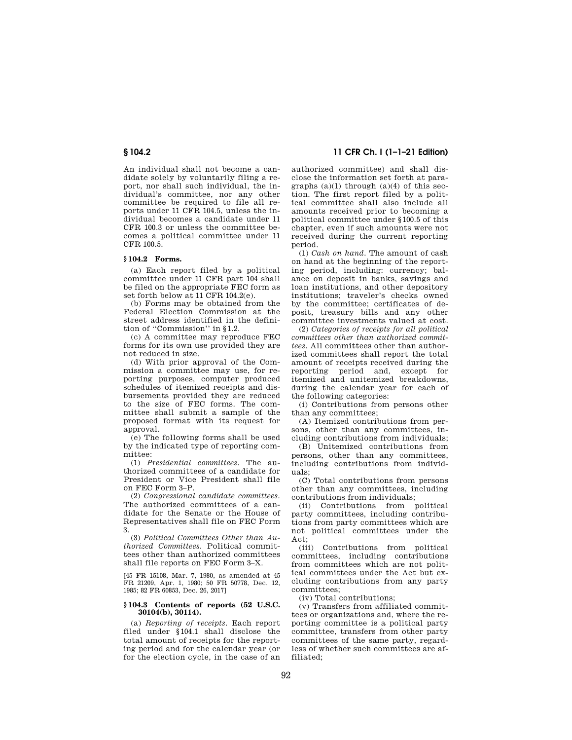An individual shall not become a candidate solely by voluntarily filing a report, nor shall such individual, the individual's committee, nor any other committee be required to file all reports under 11 CFR 104.5, unless the individual becomes a candidate under 11 CFR 100.3 or unless the committee becomes a political committee under 11 CFR 100.5.

### § 104.2 Forms.

(a) Each report filed by a political committee under 11 CFR part 104 shall be filed on the appropriate FEC form as set forth below at 11 CFR 104.2(e).

(b) Forms may be obtained from the Federal Election Commission at the street address identified in the definition of ''Commission'' in §1.2.

(c) A committee may reproduce FEC forms for its own use provided they are not reduced in size.

(d) With prior approval of the Commission a committee may use, for reporting purposes, computer produced schedules of itemized receipts and disbursements provided they are reduced to the size of FEC forms. The committee shall submit a sample of the proposed format with its request for approval.

(e) The following forms shall be used by the indicated type of reporting committee:

(1) *Presidential committees.* The authorized committees of a candidate for President or Vice President shall file on FEC Form 3–P.

(2) *Congressional candidate committees.* The authorized committees of a candidate for the Senate or the House of Representatives shall file on FEC Form 3.

(3) *Political Committees Other than Authorized Committees.* Political committees other than authorized committees shall file reports on FEC Form 3–X.

[45 FR 15108, Mar. 7, 1980, as amended at 45 FR 21209, Apr. 1, 1980; 50 FR 50778, Dec. 12, 1985; 82 FR 60853, Dec. 26, 2017]

### § 104.3 Contents of reports (52 U.S.C. 30104(b), 30114).

(a) *Reporting of receipts.* Each report filed under §104.1 shall disclose the total amount of receipts for the reporting period and for the calendar year (or for the election cycle, in the case of an authorized committee) and shall disclose the information set forth at paragraphs (a)(1) through (a)(4) of this section. The first report filed by a political committee shall also include all amounts received prior to becoming a political committee under §100.5 of this chapter, even if such amounts were not received during the current reporting period.

(1) *Cash on hand.* The amount of cash on hand at the beginning of the reporting period, including: currency; balance on deposit in banks, savings and loan institutions, and other depository institutions; traveler's checks owned by the committee; certificates of deposit, treasury bills and any other committee investments valued at cost.

(2) *Categories of receipts for all political committees other than authorized committees.* All committees other than authorized committees shall report the total amount of receipts received during the reporting period and, except for itemized and unitemized breakdowns, during the calendar year for each of the following categories:

(i) Contributions from persons other than any committees;

(A) Itemized contributions from persons, other than any committees, including contributions from individuals;

(B) Unitemized contributions from persons, other than any committees, including contributions from individuals;

(C) Total contributions from persons other than any committees, including contributions from individuals;

(ii) Contributions from political party committees, including contributions from party committees which are not political committees under the Act;

(iii) Contributions from political committees, including contributions from committees which are not political committees under the Act but excluding contributions from any party committees;

(iv) Total contributions;

(v) Transfers from affiliated committees or organizations and, where the reporting committee is a political party committee, transfers from other party committees of the same party, regardless of whether such committees are affiliated;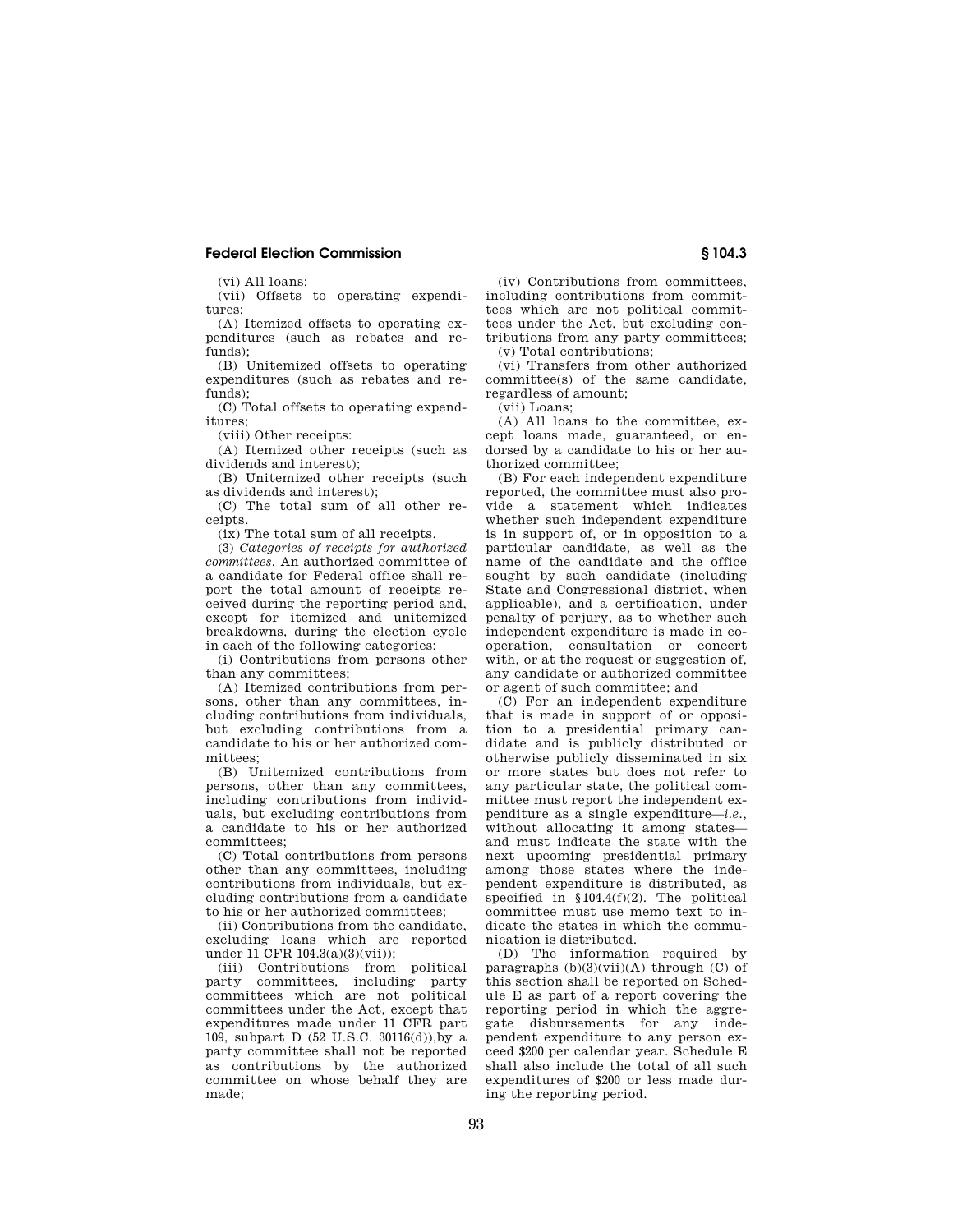(vi) All loans;

(vii) Offsets to operating expenditures;

(A) Itemized offsets to operating expenditures (such as rebates and refunds);

(B) Unitemized offsets to operating expenditures (such as rebates and refunds);

(C) Total offsets to operating expenditures;

(viii) Other receipts:

(A) Itemized other receipts (such as dividends and interest);

(B) Unitemized other receipts (such as dividends and interest);

(C) The total sum of all other receipts.

(ix) The total sum of all receipts.

(3) *Categories of receipts for authorized committees.* An authorized committee of a candidate for Federal office shall report the total amount of receipts received during the reporting period and, except for itemized and unitemized breakdowns, during the election cycle in each of the following categories:

(i) Contributions from persons other than any committees;

(A) Itemized contributions from persons, other than any committees, including contributions from individuals, but excluding contributions from a candidate to his or her authorized committees;

(B) Unitemized contributions from persons, other than any committees, including contributions from individuals, but excluding contributions from a candidate to his or her authorized committees;

(C) Total contributions from persons other than any committees, including contributions from individuals, but excluding contributions from a candidate to his or her authorized committees;

(ii) Contributions from the candidate, excluding loans which are reported under 11 CFR 104.3(a)(3)(vii));

(iii) Contributions from political party committees, including party committees which are not political committees under the Act, except that expenditures made under 11 CFR part 109, subpart D (52 U.S.C. 30116(d)),by a party committee shall not be reported as contributions by the authorized committee on whose behalf they are made;

(iv) Contributions from committees, including contributions from committees which are not political committees under the Act, but excluding contributions from any party committees;

(v) Total contributions;

(vi) Transfers from other authorized committee(s) of the same candidate, regardless of amount;

(vii) Loans;

(A) All loans to the committee, except loans made, guaranteed, or endorsed by a candidate to his or her authorized committee;

(B) For each independent expenditure reported, the committee must also provide a statement which indicates whether such independent expenditure is in support of, or in opposition to a particular candidate, as well as the name of the candidate and the office sought by such candidate (including State and Congressional district, when applicable), and a certification, under penalty of perjury, as to whether such independent expenditure is made in cooperation, consultation or concert with, or at the request or suggestion of, any candidate or authorized committee or agent of such committee; and

(C) For an independent expenditure that is made in support of or opposition to a presidential primary candidate and is publicly distributed or otherwise publicly disseminated in six or more states but does not refer to any particular state, the political committee must report the independent expenditure as a single expenditure—*i.e.*, without allocating it among states—and must indicate the state with the next upcoming presidential primary among those states where the independent expenditure is distributed, as specified in §104.4(f)(2). The political committee must use memo text to indicate the states in which the communication is distributed.

(D) The information required by paragraphs (b)(3)(vii)(A) through (C) of this section shall be reported on Schedule E as part of a report covering the reporting period in which the aggregate disbursements for any independent expenditure to any person exceed $200 per calendar year. Schedule E shall also include the total of all such expenditures of $200 or less made during the reporting period.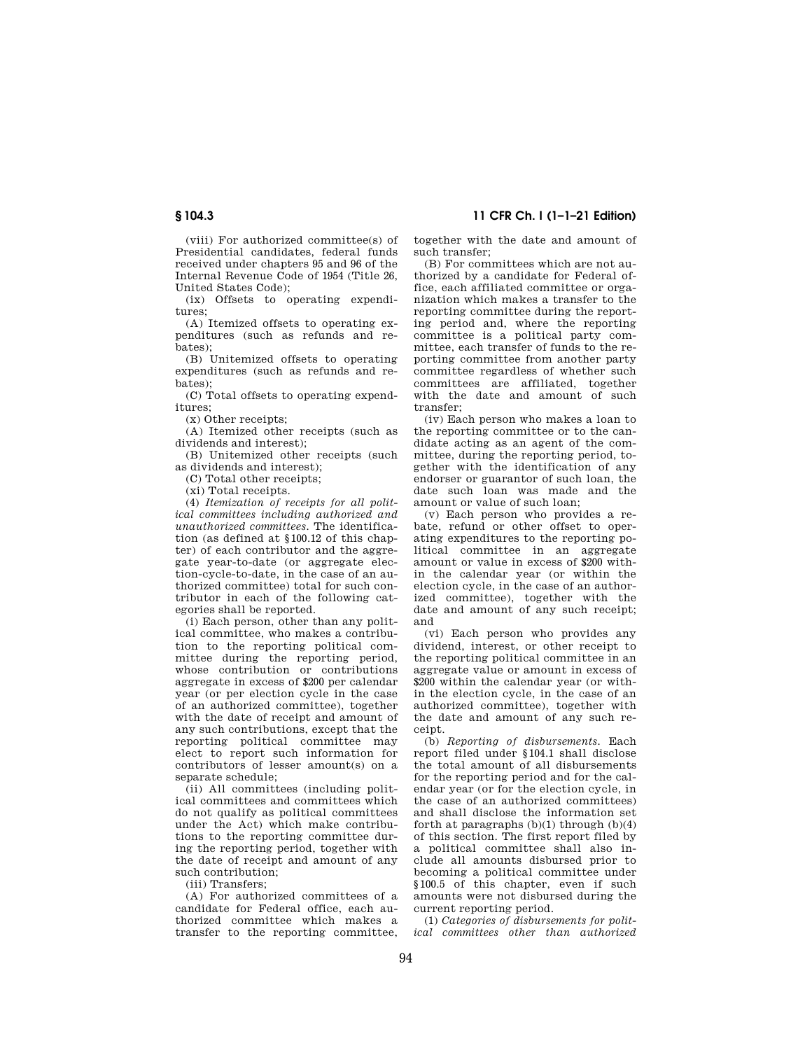(viii) For authorized committee(s) of Presidential candidates, federal funds received under chapters 95 and 96 of the Internal Revenue Code of 1954 (Title 26, United States Code);

(ix) Offsets to operating expenditures;

(A) Itemized offsets to operating expenditures (such as refunds and rebates);

(B) Unitemized offsets to operating expenditures (such as refunds and rebates);

(C) Total offsets to operating expenditures;

(x) Other receipts;

(A) Itemized other receipts (such as dividends and interest);

(B) Unitemized other receipts (such as dividends and interest);

(C) Total other receipts;

(xi) Total receipts.

(4) *Itemization of receipts for all political committees including authorized and unauthorized committees.* The identification (as defined at §100.12 of this chapter) of each contributor and the aggregate year-to-date (or aggregate election-cycle-to-date, in the case of an authorized committee) total for such contributor in each of the following categories shall be reported.

(i) Each person, other than any political committee, who makes a contribution to the reporting political committee during the reporting period, whose contribution or contributions aggregate in excess of $200 per calendar year (or per election cycle in the case of an authorized committee), together with the date of receipt and amount of any such contributions, except that the reporting political committee may elect to report such information for contributors of lesser amount(s) on a separate schedule;

(ii) All committees (including political committees and committees which do not qualify as political committees under the Act) which make contributions to the reporting committee during the reporting period, together with the date of receipt and amount of any such contribution;

(iii) Transfers;

(A) For authorized committees of a candidate for Federal office, each authorized committee which makes a transfer to the reporting committee, together with the date and amount of such transfer;

(B) For committees which are not authorized by a candidate for Federal office, each affiliated committee or organization which makes a transfer to the reporting committee during the reporting period and, where the reporting committee is a political party committee, each transfer of funds to the reporting committee from another party committee regardless of whether such committees are affiliated, together with the date and amount of such transfer;

(iv) Each person who makes a loan to the reporting committee or to the candidate acting as an agent of the committee, during the reporting period, together with the identification of any endorser or guarantor of such loan, the date such loan was made and the amount or value of such loan;

(v) Each person who provides a rebate, refund or other offset to operating expenditures to the reporting political committee in an aggregate amount or value in excess of $200 within the calendar year (or within the election cycle, in the case of an authorized committee), together with the date and amount of any such receipt; and

(vi) Each person who provides any dividend, interest, or other receipt to the reporting political committee in an aggregate value or amount in excess of $200 within the calendar year (or within the election cycle, in the case of an authorized committee), together with the date and amount of any such receipt.

(b) *Reporting of disbursements.* Each report filed under §104.1 shall disclose the total amount of all disbursements for the reporting period and for the calendar year (or for the election cycle, in the case of an authorized committees) and shall disclose the information set forth at paragraphs (b)(1) through (b)(4) of this section. The first report filed by a political committee shall also include all amounts disbursed prior to becoming a political committee under §100.5 of this chapter, even if such amounts were not disbursed during the current reporting period.

(1) *Categories of disbursements for political committees other than authorized*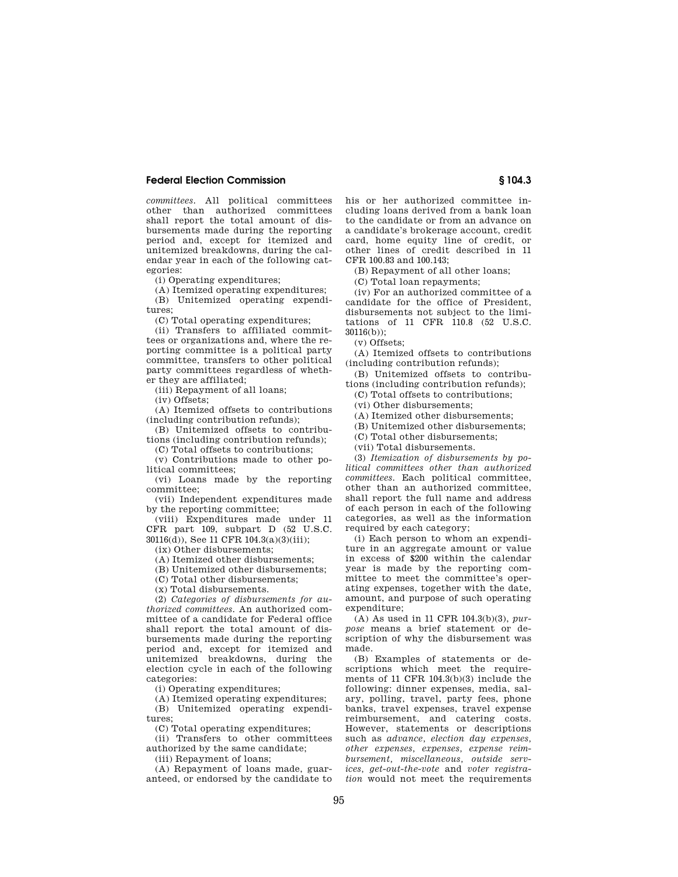*committees.* All political committees other than authorized committees shall report the total amount of disbursements made during the reporting period and, except for itemized and unitemized breakdowns, during the calendar year in each of the following categories:

(i) Operating expenditures;

(A) Itemized operating expenditures;

(B) Unitemized operating expenditures;

(C) Total operating expenditures;

(ii) Transfers to affiliated committees or organizations and, where the reporting committee is a political party committee, transfers to other political party committees regardless of whether they are affiliated;

(iii) Repayment of all loans;

(iv) Offsets;

(A) Itemized offsets to contributions (including contribution refunds);

(B) Unitemized offsets to contributions (including contribution refunds);

(C) Total offsets to contributions;

(v) Contributions made to other political committees;

(vi) Loans made by the reporting committee;

(vii) Independent expenditures made by the reporting committee;

(viii) Expenditures made under 11 CFR part 109, subpart D (52 U.S.C. 30116(d)), See 11 CFR 104.3(a)(3)(iii);

(ix) Other disbursements;

(A) Itemized other disbursements;

(B) Unitemized other disbursements;

(C) Total other disbursements;

(x) Total disbursements.

(2) *Categories of disbursements for authorized committees.* An authorized committee of a candidate for Federal office shall report the total amount of disbursements made during the reporting period and, except for itemized and unitemized breakdowns, during the election cycle in each of the following categories:

(i) Operating expenditures;

(A) Itemized operating expenditures;

(B) Unitemized operating expenditures;

(C) Total operating expenditures;

(ii) Transfers to other committees authorized by the same candidate;

(iii) Repayment of loans;

(A) Repayment of loans made, guaranteed, or endorsed by the candidate to his or her authorized committee including loans derived from a bank loan to the candidate or from an advance on a candidate's brokerage account, credit card, home equity line of credit, or other lines of credit described in 11 CFR 100.83 and 100.143;

(B) Repayment of all other loans;

(C) Total loan repayments;

(iv) For an authorized committee of a candidate for the office of President, disbursements not subject to the limitations of 11 CFR 110.8 (52 U.S.C. 30116(b));

(v) Offsets;

(A) Itemized offsets to contributions (including contribution refunds);

(B) Unitemized offsets to contributions (including contribution refunds);

(C) Total offsets to contributions;

(vi) Other disbursements;

(A) Itemized other disbursements;

(B) Unitemized other disbursements;

(C) Total other disbursements;

(vii) Total disbursements.

(3) *Itemization of disbursements by political committees other than authorized committees.* Each political committee, other than an authorized committee, shall report the full name and address of each person in each of the following categories, as well as the information required by each category;

(i) Each person to whom an expenditure in an aggregate amount or value in excess of $200 within the calendar year is made by the reporting committee to meet the committee's operating expenses, together with the date, amount, and purpose of such operating expenditure;

(A) As used in 11 CFR 104.3(b)(3), *purpose* means a brief statement or description of why the disbursement was made.

(B) Examples of statements or descriptions which meet the requirements of 11 CFR 104.3(b)(3) include the following: dinner expenses, media, salary, polling, travel, party fees, phone banks, travel expenses, travel expense reimbursement, and catering costs. However, statements or descriptions such as *advance, election day expenses, other expenses, expenses, expense reimbursement, miscellaneous, outside services, get-out-the-vote* and *voter registration* would not meet the requirements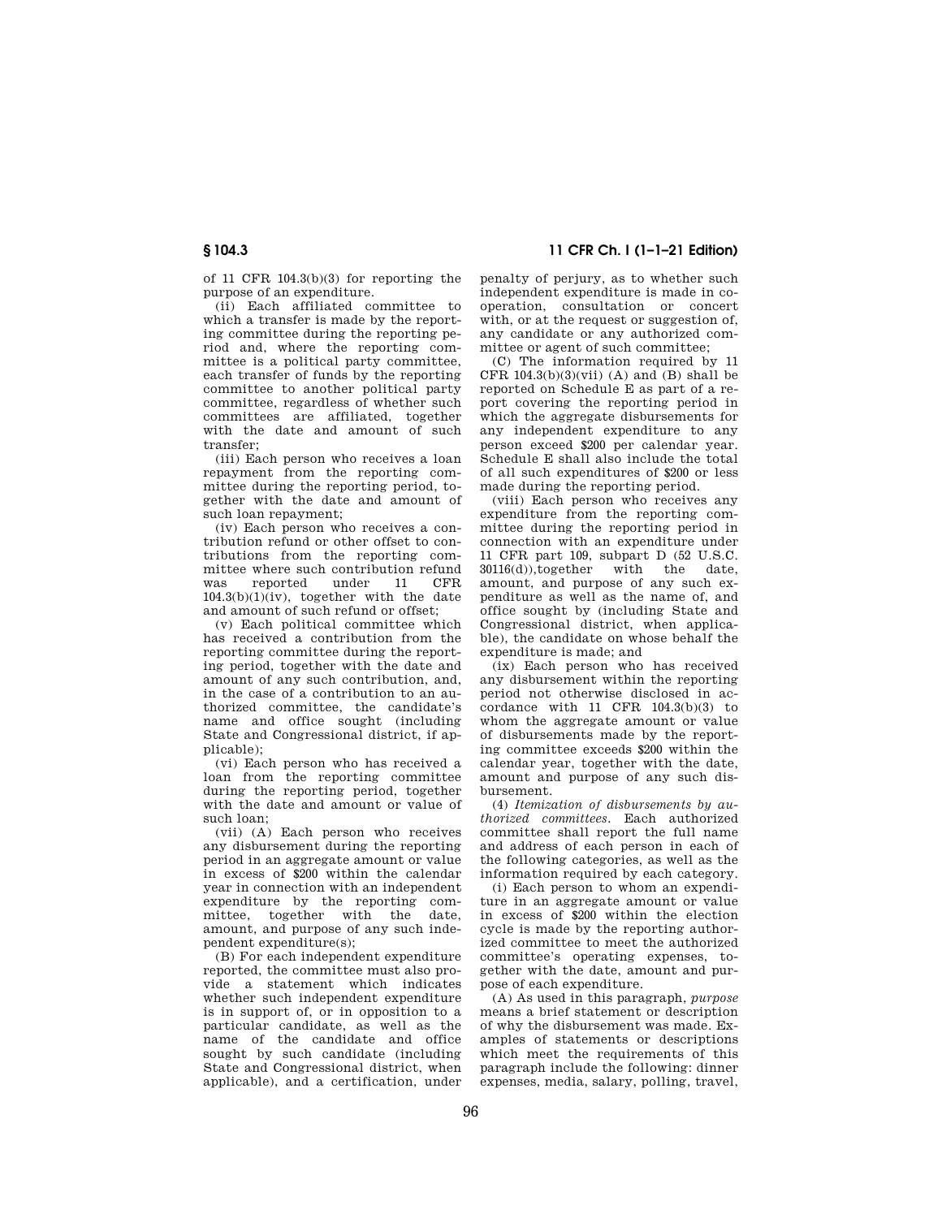of 11 CFR 104.3(b)(3) for reporting the purpose of an expenditure.

(ii) Each affiliated committee to which a transfer is made by the reporting committee during the reporting period and, where the reporting committee is a political party committee, each transfer of funds by the reporting committee to another political party committee, regardless of whether such committees are affiliated, together with the date and amount of such transfer;

(iii) Each person who receives a loan repayment from the reporting committee during the reporting period, together with the date and amount of such loan repayment;

(iv) Each person who receives a contribution refund or other offset to contributions from the reporting committee where such contribution refund was reported under 11 CFR 104.3(b)(1)(iv), together with the date and amount of such refund or offset;

(v) Each political committee which has received a contribution from the reporting committee during the reporting period, together with the date and amount of any such contribution, and, in the case of a contribution to an authorized committee, the candidate's name and office sought (including State and Congressional district, if applicable);

(vi) Each person who has received a loan from the reporting committee during the reporting period, together with the date and amount or value of such loan;

(vii) (A) Each person who receives any disbursement during the reporting period in an aggregate amount or value in excess of $200 within the calendar year in connection with an independent expenditure by the reporting committee, together with the date, amount, and purpose of any such independent expenditure(s);

(B) For each independent expenditure reported, the committee must also provide a statement which indicates whether such independent expenditure is in support of, or in opposition to a particular candidate, as well as the name of the candidate and office sought by such candidate (including State and Congressional district, when applicable), and a certification, under penalty of perjury, as to whether such independent expenditure is made in cooperation, consultation or concert with, or at the request or suggestion of, any candidate or any authorized committee or agent of such committee;

(C) The information required by 11 CFR 104.3(b)(3)(vii) (A) and (B) shall be reported on Schedule E as part of a report covering the reporting period in which the aggregate disbursements for any independent expenditure to any person exceed $200 per calendar year. Schedule E shall also include the total of all such expenditures of $200 or less made during the reporting period.

(viii) Each person who receives any expenditure from the reporting committee during the reporting period in connection with an expenditure under 11 CFR part 109, subpart D (52 U.S.C. 30116(d)),together with the date, amount, and purpose of any such expenditure as well as the name of, and office sought by (including State and Congressional district, when applicable), the candidate on whose behalf the expenditure is made; and

(ix) Each person who has received any disbursement within the reporting period not otherwise disclosed in accordance with 11 CFR 104.3(b)(3) to whom the aggregate amount or value of disbursements made by the reporting committee exceeds $200 within the calendar year, together with the date, amount and purpose of any such disbursement.

(4) *Itemization of disbursements by authorized committees*. Each authorized committee shall report the full name and address of each person in each of the following categories, as well as the information required by each category.

(i) Each person to whom an expenditure in an aggregate amount or value in excess of $200 within the election cycle is made by the reporting authorized committee to meet the authorized committee's operating expenses, together with the date, amount and purpose of each expenditure.

(A) As used in this paragraph, *purpose* means a brief statement or description of why the disbursement was made. Examples of statements or descriptions which meet the requirements of this paragraph include the following: dinner expenses, media, salary, polling, travel,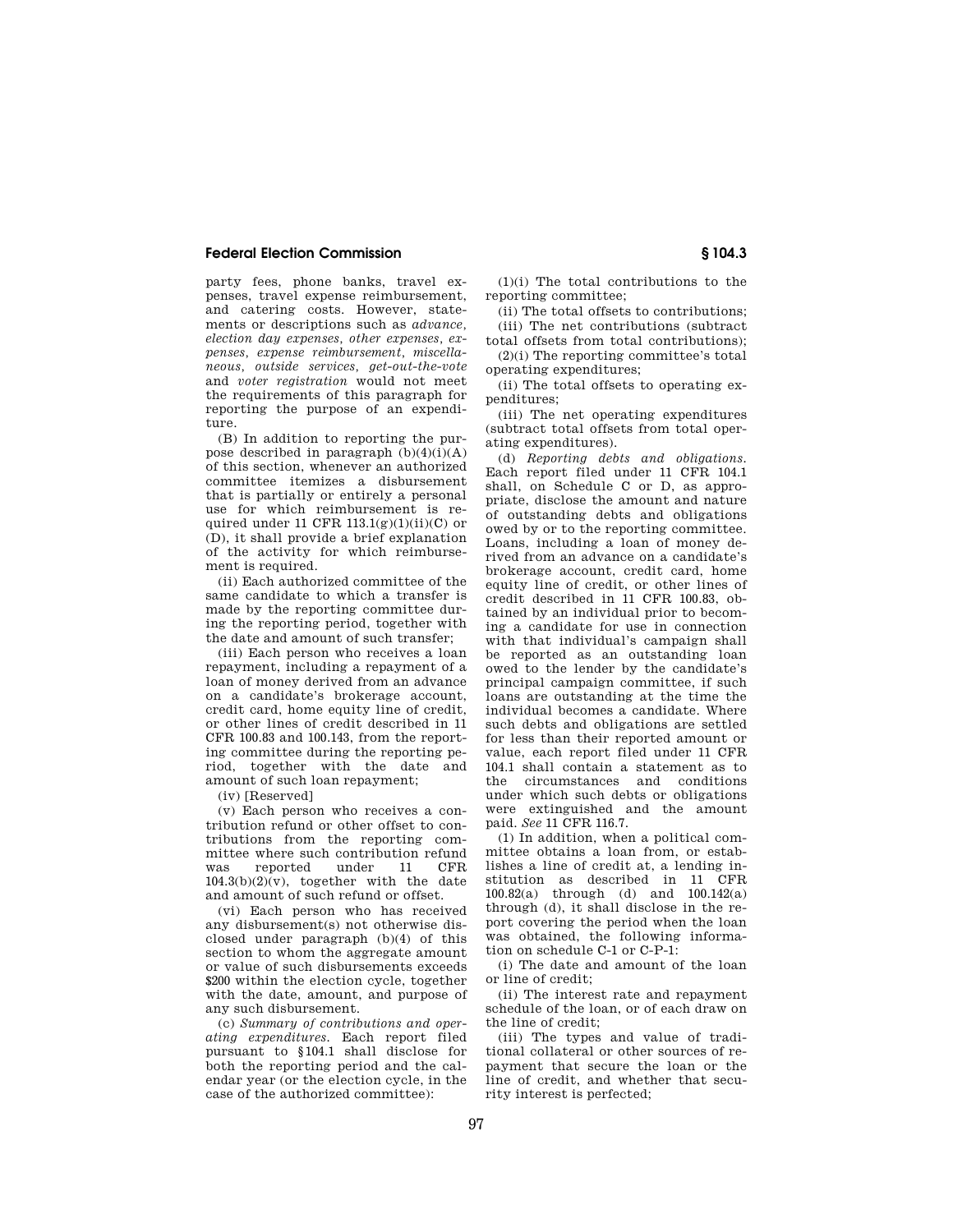party fees, phone banks, travel expenses, travel expense reimbursement, and catering costs. However, statements or descriptions such as *advance, election day expenses, other expenses, expenses, expense reimbursement, miscellaneous, outside services, get-out-the-vote* and *voter registration* would not meet the requirements of this paragraph for reporting the purpose of an expenditure.

(B) In addition to reporting the purpose described in paragraph (b)(4)(i)(A) of this section, whenever an authorized committee itemizes a disbursement that is partially or entirely a personal use for which reimbursement is required under 11 CFR 113.1(g)(1)(ii)(C) or (D), it shall provide a brief explanation of the activity for which reimbursement is required.

(ii) Each authorized committee of the same candidate to which a transfer is made by the reporting committee during the reporting period, together with the date and amount of such transfer;

(iii) Each person who receives a loan repayment, including a repayment of a loan of money derived from an advance on a candidate's brokerage account, credit card, home equity line of credit, or other lines of credit described in 11 CFR 100.83 and 100.143, from the reporting committee during the reporting period, together with the date and amount of such loan repayment;

(iv) [Reserved]

(v) Each person who receives a contribution refund or other offset to contributions from the reporting committee where such contribution refund was reported under 11 CFR 104.3(b)(2)(v), together with the date and amount of such refund or offset.

(vi) Each person who has received any disbursement(s) not otherwise disclosed under paragraph (b)(4) of this section to whom the aggregate amount or value of such disbursements exceeds $200 within the election cycle, together with the date, amount, and purpose of any such disbursement.

(c) *Summary of contributions and operating expenditures.* Each report filed pursuant to §104.1 shall disclose for both the reporting period and the calendar year (or the election cycle, in the case of the authorized committee):

(1)(i) The total contributions to the reporting committee;

(ii) The total offsets to contributions;

(iii) The net contributions (subtract total offsets from total contributions);

(2)(i) The reporting committee's total operating expenditures;

(ii) The total offsets to operating expenditures;

(iii) The net operating expenditures (subtract total offsets from total operating expenditures).

(d) *Reporting debts and obligations.* Each report filed under 11 CFR 104.1 shall, on Schedule C or D, as appropriate, disclose the amount and nature of outstanding debts and obligations owed by or to the reporting committee. Loans, including a loan of money derived from an advance on a candidate's brokerage account, credit card, home equity line of credit, or other lines of credit described in 11 CFR 100.83, obtained by an individual prior to becoming a candidate for use in connection with that individual's campaign shall be reported as an outstanding loan owed to the lender by the candidate's principal campaign committee, if such loans are outstanding at the time the individual becomes a candidate. Where such debts and obligations are settled for less than their reported amount or value, each report filed under 11 CFR 104.1 shall contain a statement as to the circumstances and conditions under which such debts or obligations were extinguished and the amount paid. *See* 11 CFR 116.7.

(1) In addition, when a political committee obtains a loan from, or establishes a line of credit at, a lending institution as described in 11 CFR 100.82(a) through (d) and 100.142(a) through (d), it shall disclose in the report covering the period when the loan was obtained, the following information on schedule C-1 or C-P-1:

(i) The date and amount of the loan or line of credit;

(ii) The interest rate and repayment schedule of the loan, or of each draw on the line of credit;

(iii) The types and value of traditional collateral or other sources of repayment that secure the loan or the line of credit, and whether that security interest is perfected;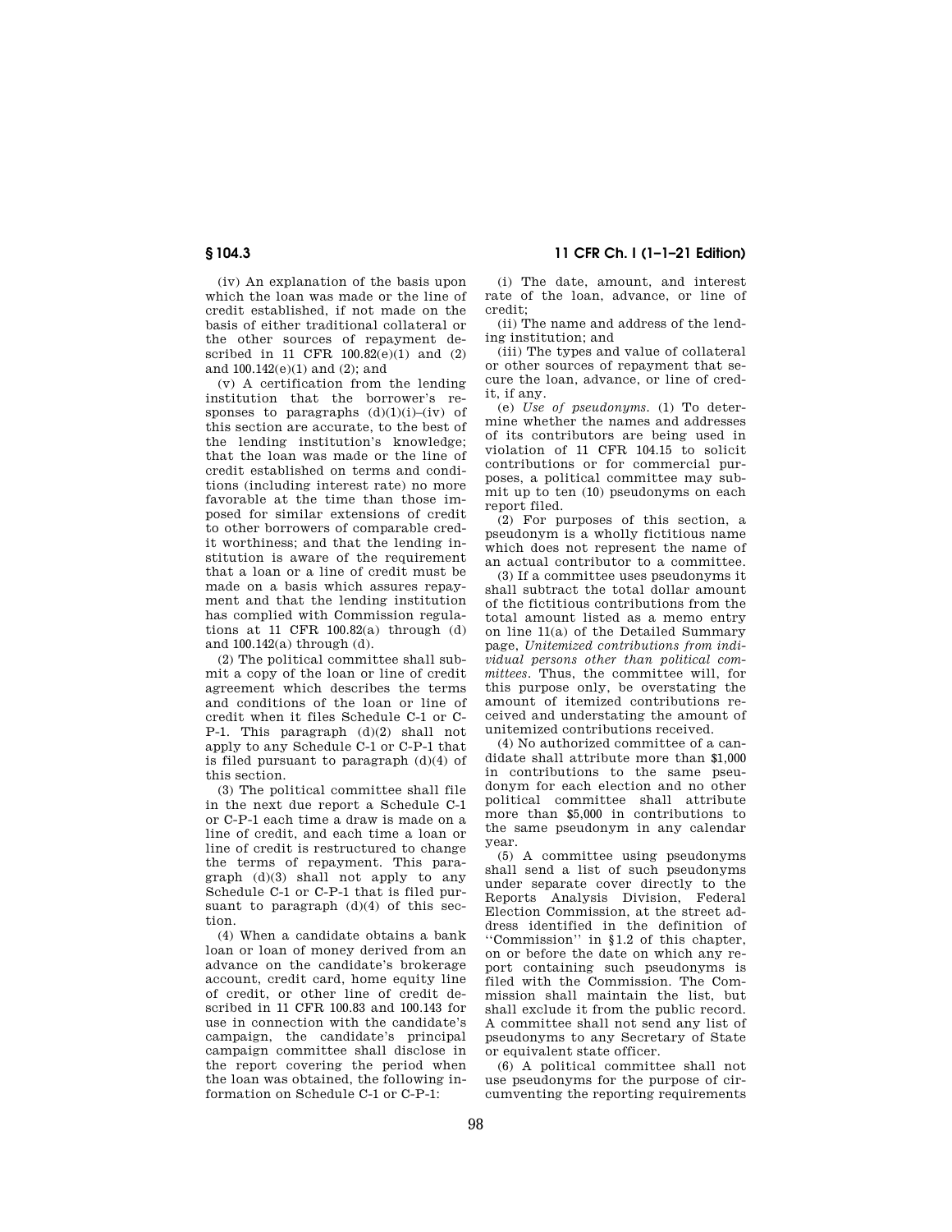(iv) An explanation of the basis upon which the loan was made or the line of credit established, if not made on the basis of either traditional collateral or the other sources of repayment described in 11 CFR 100.82(e)(1) and (2) and 100.142(e)(1) and (2); and

(v) A certification from the lending institution that the borrower's responses to paragraphs (d)(1)(i)–(iv) of this section are accurate, to the best of the lending institution's knowledge; that the loan was made or the line of credit established on terms and conditions (including interest rate) no more favorable at the time than those imposed for similar extensions of credit to other borrowers of comparable credit worthiness; and that the lending institution is aware of the requirement that a loan or a line of credit must be made on a basis which assures repayment and that the lending institution has complied with Commission regulations at 11 CFR 100.82(a) through (d) and 100.142(a) through (d).

(2) The political committee shall submit a copy of the loan or line of credit agreement which describes the terms and conditions of the loan or line of credit when it files Schedule C-1 or C-P-1. This paragraph (d)(2) shall not apply to any Schedule C-1 or C-P-1 that is filed pursuant to paragraph (d)(4) of this section.

(3) The political committee shall file in the next due report a Schedule C-1 or C-P-1 each time a draw is made on a line of credit, and each time a loan or line of credit is restructured to change the terms of repayment. This paragraph (d)(3) shall not apply to any Schedule C-1 or C-P-1 that is filed pursuant to paragraph (d)(4) of this section.

(4) When a candidate obtains a bank loan or loan of money derived from an advance on the candidate's brokerage account, credit card, home equity line of credit, or other line of credit described in 11 CFR 100.83 and 100.143 for use in connection with the candidate's campaign, the candidate's principal campaign committee shall disclose in the report covering the period when the loan was obtained, the following information on Schedule C-1 or C-P-1:

(i) The date, amount, and interest rate of the loan, advance, or line of credit;

(ii) The name and address of the lending institution; and

(iii) The types and value of collateral or other sources of repayment that secure the loan, advance, or line of credit, if any.

(e) *Use of pseudonyms.* (1) To determine whether the names and addresses of its contributors are being used in violation of 11 CFR 104.15 to solicit contributions or for commercial purposes, a political committee may submit up to ten (10) pseudonyms on each report filed.

(2) For purposes of this section, a pseudonym is a wholly fictitious name which does not represent the name of an actual contributor to a committee.

(3) If a committee uses pseudonyms it shall subtract the total dollar amount of the fictitious contributions from the total amount listed as a memo entry on line 11(a) of the Detailed Summary page, *Unitemized contributions from individual persons other than political committees.* Thus, the committee will, for this purpose only, be overstating the amount of itemized contributions received and understating the amount of unitemized contributions received.

(4) No authorized committee of a candidate shall attribute more than $1,000 in contributions to the same pseudonym for each election and no other political committee shall attribute more than $5,000 in contributions to the same pseudonym in any calendar year.

(5) A committee using pseudonyms shall send a list of such pseudonyms under separate cover directly to the Reports Analysis Division, Federal Election Commission, at the street address identified in the definition of ''Commission'' in §1.2 of this chapter, on or before the date on which any report containing such pseudonyms is filed with the Commission. The Commission shall maintain the list, but shall exclude it from the public record. A committee shall not send any list of pseudonyms to any Secretary of State or equivalent state officer.

(6) A political committee shall not use pseudonyms for the purpose of circumventing the reporting requirements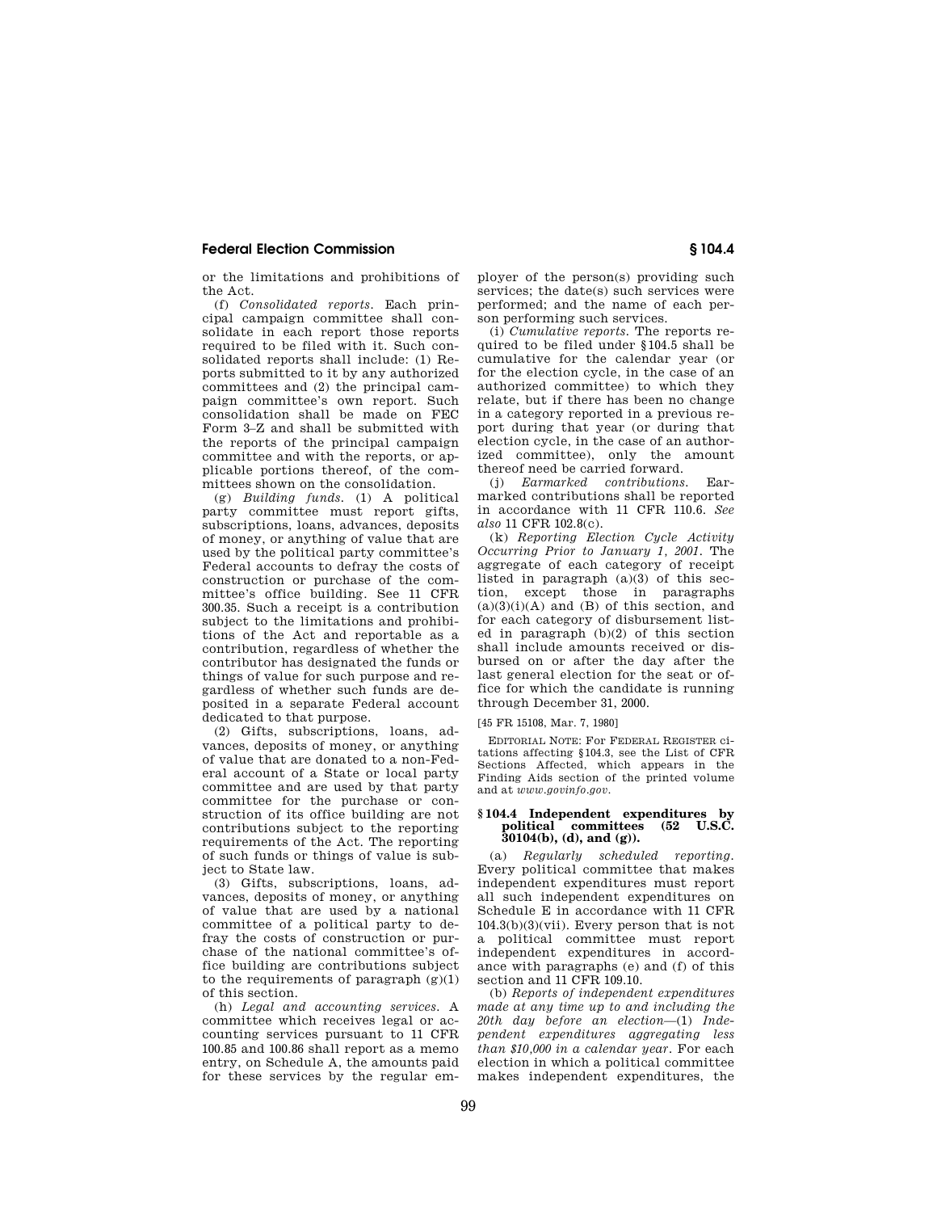or the limitations and prohibitions of the Act.

(f) *Consolidated reports.* Each principal campaign committee shall consolidate in each report those reports required to be filed with it. Such consolidated reports shall include: (1) Reports submitted to it by any authorized committees and (2) the principal campaign committee's own report. Such consolidation shall be made on FEC Form 3–Z and shall be submitted with the reports of the principal campaign committee and with the reports, or applicable portions thereof, of the committees shown on the consolidation.

(g) *Building funds.* (1) A political party committee must report gifts, subscriptions, loans, advances, deposits of money, or anything of value that are used by the political party committee's Federal accounts to defray the costs of construction or purchase of the committee's office building. See 11 CFR 300.35. Such a receipt is a contribution subject to the limitations and prohibitions of the Act and reportable as a contribution, regardless of whether the contributor has designated the funds or things of value for such purpose and regardless of whether such funds are deposited in a separate Federal account dedicated to that purpose.

(2) Gifts, subscriptions, loans, advances, deposits of money, or anything of value that are donated to a non-Federal account of a State or local party committee and are used by that party committee for the purchase or construction of its office building are not contributions subject to the reporting requirements of the Act. The reporting of such funds or things of value is subject to State law.

(3) Gifts, subscriptions, loans, advances, deposits of money, or anything of value that are used by a national committee of a political party to defray the costs of construction or purchase of the national committee's office building are contributions subject to the requirements of paragraph (g)(1) of this section.

(h) *Legal and accounting services.* A committee which receives legal or accounting services pursuant to 11 CFR 100.85 and 100.86 shall report as a memo entry, on Schedule A, the amounts paid for these services by the regular employer of the person(s) providing such services; the date(s) such services were performed; and the name of each person performing such services.

(i) *Cumulative reports.* The reports required to be filed under §104.5 shall be cumulative for the calendar year (or for the election cycle, in the case of an authorized committee) to which they relate, but if there has been no change in a category reported in a previous report during that year (or during that election cycle, in the case of an authorized committee), only the amount thereof need be carried forward.

(j) *Earmarked contributions.* Earmarked contributions shall be reported in accordance with 11 CFR 110.6. *See also* 11 CFR 102.8(c).

(k) *Reporting Election Cycle Activity Occurring Prior to January 1, 2001.* The aggregate of each category of receipt listed in paragraph (a)(3) of this section, except those in paragraphs (a)(3)(i)(A) and (B) of this section, and for each category of disbursement listed in paragraph (b)(2) of this section shall include amounts received or disbursed on or after the day after the last general election for the seat or office for which the candidate is running through December 31, 2000.

[45 FR 15108, Mar. 7, 1980]

EDITORIAL NOTE: For FEDERAL REGISTER citations affecting §104.3, see the List of CFR Sections Affected, which appears in the Finding Aids section of the printed volume and at *www.govinfo.gov*.

## §104.4 Independent expenditures by political committees (52 U.S.C. 30104(b), (d), and (g)).

(a) *Regularly scheduled reporting.* Every political committee that makes independent expenditures must report all such independent expenditures on Schedule E in accordance with 11 CFR 104.3(b)(3)(vii). Every person that is not a political committee must report independent expenditures in accordance with paragraphs (e) and (f) of this section and 11 CFR 109.10.

(b) *Reports of independent expenditures made at any time up to and including the 20th day before an election*—(1) *Independent expenditures aggregating less than $10,000 in a calendar year.* For each election in which a political committee makes independent expenditures, the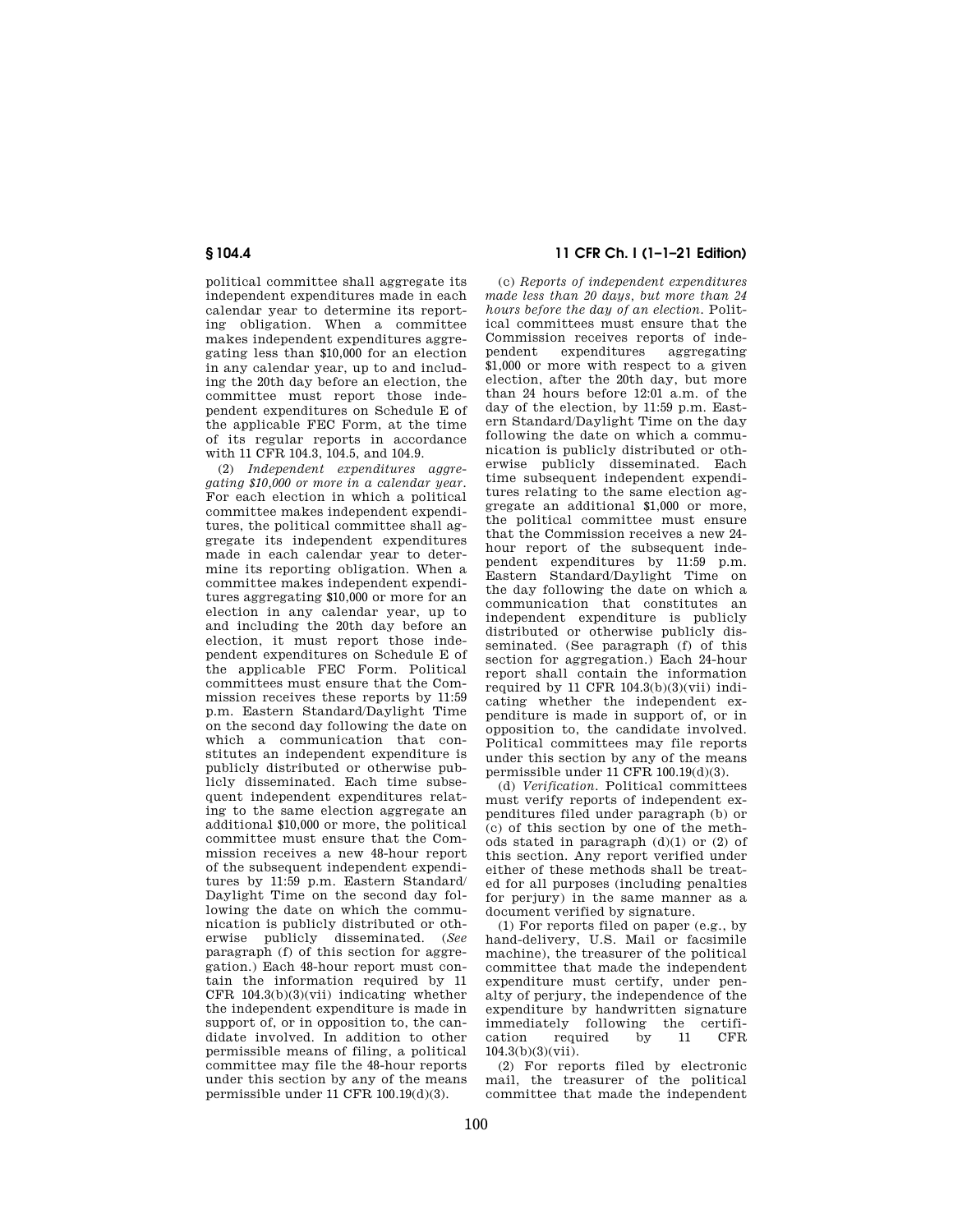political committee shall aggregate its independent expenditures made in each calendar year to determine its reporting obligation. When a committee makes independent expenditures aggregating less than $10,000 for an election in any calendar year, up to and including the 20th day before an election, the committee must report those independent expenditures on Schedule E of the applicable FEC Form, at the time of its regular reports in accordance with 11 CFR 104.3, 104.5, and 104.9.

(2) *Independent expenditures aggregating $10,000 or more in a calendar year.* For each election in which a political committee makes independent expenditures, the political committee shall aggregate its independent expenditures made in each calendar year to determine its reporting obligation. When a committee makes independent expenditures aggregating $10,000 or more for an election in any calendar year, up to and including the 20th day before an election, it must report those independent expenditures on Schedule E of the applicable FEC Form. Political committees must ensure that the Commission receives these reports by 11:59 p.m. Eastern Standard/Daylight Time on the second day following the date on which a communication that constitutes an independent expenditure is publicly distributed or otherwise publicly disseminated. Each time subsequent independent expenditures relating to the same election aggregate an additional $10,000 or more, the political committee must ensure that the Commission receives a new 48-hour report of the subsequent independent expenditures by 11:59 p.m. Eastern Standard/Daylight Time on the second day following the date on which the communication is publicly distributed or otherwise publicly disseminated. (*See* paragraph (f) of this section for aggregation.) Each 48-hour report must contain the information required by 11 CFR 104.3(b)(3)(vii) indicating whether the independent expenditure is made in support of, or in opposition to, the candidate involved. In addition to other permissible means of filing, a political committee may file the 48-hour reports under this section by any of the means permissible under 11 CFR 100.19(d)(3).

(c) *Reports of independent expenditures made less than 20 days, but more than 24 hours before the day of an election.* Political committees must ensure that the Commission receives reports of independent expenditures aggregating $1,000 or more with respect to a given election, after the 20th day, but more than 24 hours before 12:01 a.m. of the day of the election, by 11:59 p.m. Eastern Standard/Daylight Time on the day following the date on which a communication is publicly distributed or otherwise publicly disseminated. Each time subsequent independent expenditures relating to the same election aggregate an additional $1,000 or more, the political committee must ensure that the Commission receives a new 24-hour report of the subsequent independent expenditures by 11:59 p.m. Eastern Standard/Daylight Time on the day following the date on which a communication that constitutes an independent expenditure is publicly distributed or otherwise publicly disseminated. (See paragraph (f) of this section for aggregation.) Each 24-hour report shall contain the information required by 11 CFR 104.3(b)(3)(vii) indicating whether the independent expenditure is made in support of, or in opposition to, the candidate involved. Political committees may file reports under this section by any of the means permissible under 11 CFR 100.19(d)(3).

(d) *Verification.* Political committees must verify reports of independent expenditures filed under paragraph (b) or (c) of this section by one of the methods stated in paragraph (d)(1) or (2) of this section. Any report verified under either of these methods shall be treated for all purposes (including penalties for perjury) in the same manner as a document verified by signature.

(1) For reports filed on paper (e.g., by hand-delivery, U.S. Mail or facsimile machine), the treasurer of the political committee that made the independent expenditure must certify, under penalty of perjury, the independence of the expenditure by handwritten signature immediately following the certification required by 11 CFR 104.3(b)(3)(vii).

(2) For reports filed by electronic mail, the treasurer of the political committee that made the independent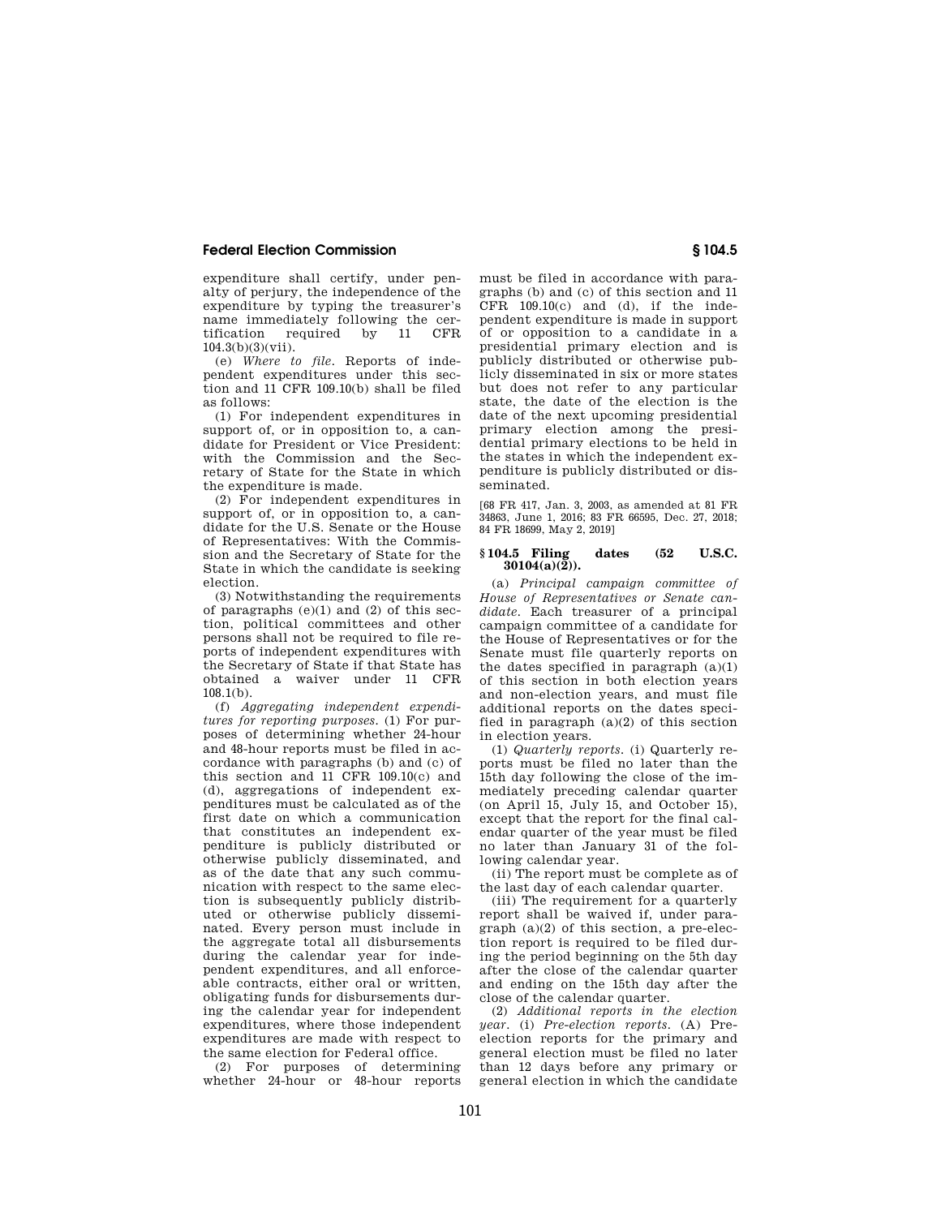expenditure shall certify, under penalty of perjury, the independence of the expenditure by typing the treasurer's name immediately following the certification required by 11 CFR 104.3(b)(3)(vii).

(e) *Where to file.* Reports of independent expenditures under this section and 11 CFR 109.10(b) shall be filed as follows:

(1) For independent expenditures in support of, or in opposition to, a candidate for President or Vice President: with the Commission and the Secretary of State for the State in which the expenditure is made.

(2) For independent expenditures in support of, or in opposition to, a candidate for the U.S. Senate or the House of Representatives: With the Commission and the Secretary of State for the State in which the candidate is seeking election.

(3) Notwithstanding the requirements of paragraphs (e)(1) and (2) of this section, political committees and other persons shall not be required to file reports of independent expenditures with the Secretary of State if that State has obtained a waiver under 11 CFR 108.1(b).

(f) *Aggregating independent expenditures for reporting purposes.* (1) For purposes of determining whether 24-hour and 48-hour reports must be filed in accordance with paragraphs (b) and (c) of this section and 11 CFR 109.10(c) and (d), aggregations of independent expenditures must be calculated as of the first date on which a communication that constitutes an independent expenditure is publicly distributed or otherwise publicly disseminated, and as of the date that any such communication with respect to the same election is subsequently publicly distributed or otherwise publicly disseminated. Every person must include in the aggregate total all disbursements during the calendar year for independent expenditures, and all enforceable contracts, either oral or written, obligating funds for disbursements during the calendar year for independent expenditures, where those independent expenditures are made with respect to the same election for Federal office.

(2) For purposes of determining whether 24-hour or 48-hour reports must be filed in accordance with paragraphs (b) and (c) of this section and 11 CFR 109.10(c) and (d), if the independent expenditure is made in support of or opposition to a candidate in a presidential primary election and is publicly distributed or otherwise publicly disseminated in six or more states but does not refer to any particular state, the date of the election is the date of the next upcoming presidential primary election among the presidential primary elections to be held in the states in which the independent expenditure is publicly distributed or disseminated.

[68 FR 417, Jan. 3, 2003, as amended at 81 FR 34863, June 1, 2016; 83 FR 66595, Dec. 27, 2018; 84 FR 18699, May 2, 2019]

## § 104.5 Filing dates (52 U.S.C. 30104(a)(2)).

(a) *Principal campaign committee of House of Representatives or Senate candidate.* Each treasurer of a principal campaign committee of a candidate for the House of Representatives or for the Senate must file quarterly reports on the dates specified in paragraph (a)(1) of this section in both election years and non-election years, and must file additional reports on the dates specified in paragraph (a)(2) of this section in election years.

(1) *Quarterly reports.* (i) Quarterly reports must be filed no later than the 15th day following the close of the immediately preceding calendar quarter (on April 15, July 15, and October 15), except that the report for the final calendar quarter of the year must be filed no later than January 31 of the following calendar year.

(ii) The report must be complete as of the last day of each calendar quarter.

(iii) The requirement for a quarterly report shall be waived if, under paragraph (a)(2) of this section, a pre-election report is required to be filed during the period beginning on the 5th day after the close of the calendar quarter and ending on the 15th day after the close of the calendar quarter.

(2) *Additional reports in the election year.* (i) *Pre-election reports.* (A) Pre-election reports for the primary and general election must be filed no later than 12 days before any primary or general election in which the candidate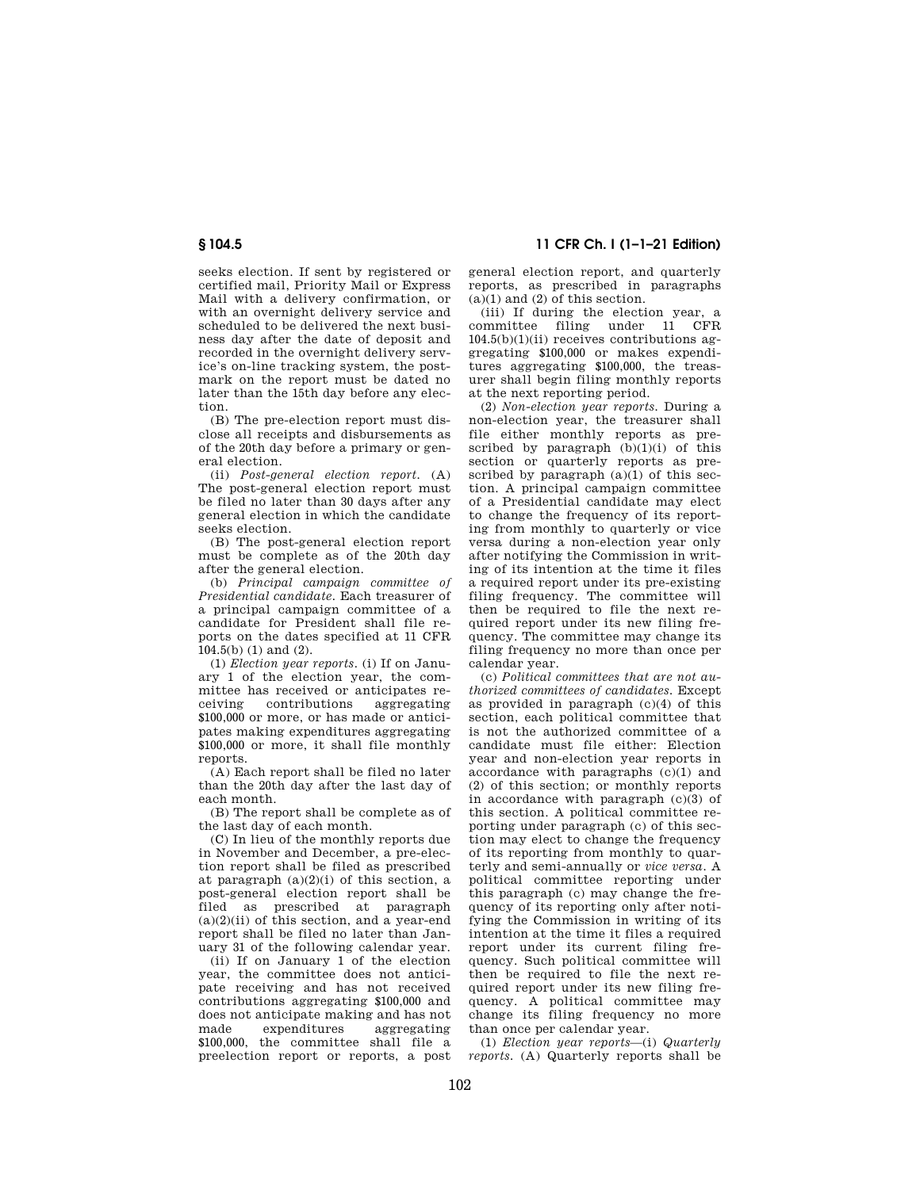seeks election. If sent by registered or certified mail, Priority Mail or Express Mail with a delivery confirmation, or with an overnight delivery service and scheduled to be delivered the next business day after the date of deposit and recorded in the overnight delivery service's on-line tracking system, the postmark on the report must be dated no later than the 15th day before any election.

(B) The pre-election report must disclose all receipts and disbursements as of the 20th day before a primary or general election.

(ii) *Post-general election report.* (A) The post-general election report must be filed no later than 30 days after any general election in which the candidate seeks election.

(B) The post-general election report must be complete as of the 20th day after the general election.

(b) *Principal campaign committee of Presidential candidate.* Each treasurer of a principal campaign committee of a candidate for President shall file reports on the dates specified at 11 CFR 104.5(b) (1) and (2).

(1) *Election year reports.* (i) If on January 1 of the election year, the committee has received or anticipates receiving contributions aggregating $100,000 or more, or has made or anticipates making expenditures aggregating $100,000 or more, it shall file monthly reports.

(A) Each report shall be filed no later than the 20th day after the last day of each month.

(B) The report shall be complete as of the last day of each month.

(C) In lieu of the monthly reports due in November and December, a pre-election report shall be filed as prescribed at paragraph (a)(2)(i) of this section, a post-general election report shall be filed as prescribed at paragraph (a)(2)(ii) of this section, and a year-end report shall be filed no later than January 31 of the following calendar year.

(ii) If on January 1 of the election year, the committee does not anticipate receiving and has not received contributions aggregating $100,000 and does not anticipate making and has not made expenditures aggregating $100,000, the committee shall file a preelection report or reports, a post general election report, and quarterly reports, as prescribed in paragraphs (a)(1) and (2) of this section.

(iii) If during the election year, a committee filing under 11 CFR 104.5(b)(1)(ii) receives contributions aggregating $100,000 or makes expenditures aggregating $100,000, the treasurer shall begin filing monthly reports at the next reporting period.

(2) *Non-election year reports.* During a non-election year, the treasurer shall file either monthly reports as prescribed by paragraph (b)(1)(i) of this section or quarterly reports as prescribed by paragraph (a)(1) of this section. A principal campaign committee of a Presidential candidate may elect to change the frequency of its reporting from monthly to quarterly or vice versa during a non-election year only after notifying the Commission in writing of its intention at the time it files a required report under its pre-existing filing frequency. The committee will then be required to file the next required report under its new filing frequency. The committee may change its filing frequency no more than once per calendar year.

(c) *Political committees that are not authorized committees of candidates.* Except as provided in paragraph (c)(4) of this section, each political committee that is not the authorized committee of a candidate must file either: Election year and non-election year reports in accordance with paragraphs (c)(1) and (2) of this section; or monthly reports in accordance with paragraph (c)(3) of this section. A political committee reporting under paragraph (c) of this section may elect to change the frequency of its reporting from monthly to quarterly and semi-annually or *vice versa*. A political committee reporting under this paragraph (c) may change the frequency of its reporting only after notifying the Commission in writing of its intention at the time it files a required report under its current filing frequency. Such political committee will then be required to file the next required report under its new filing frequency. A political committee may change its filing frequency no more than once per calendar year.

(1) *Election year reports*—(i) *Quarterly reports.* (A) Quarterly reports shall be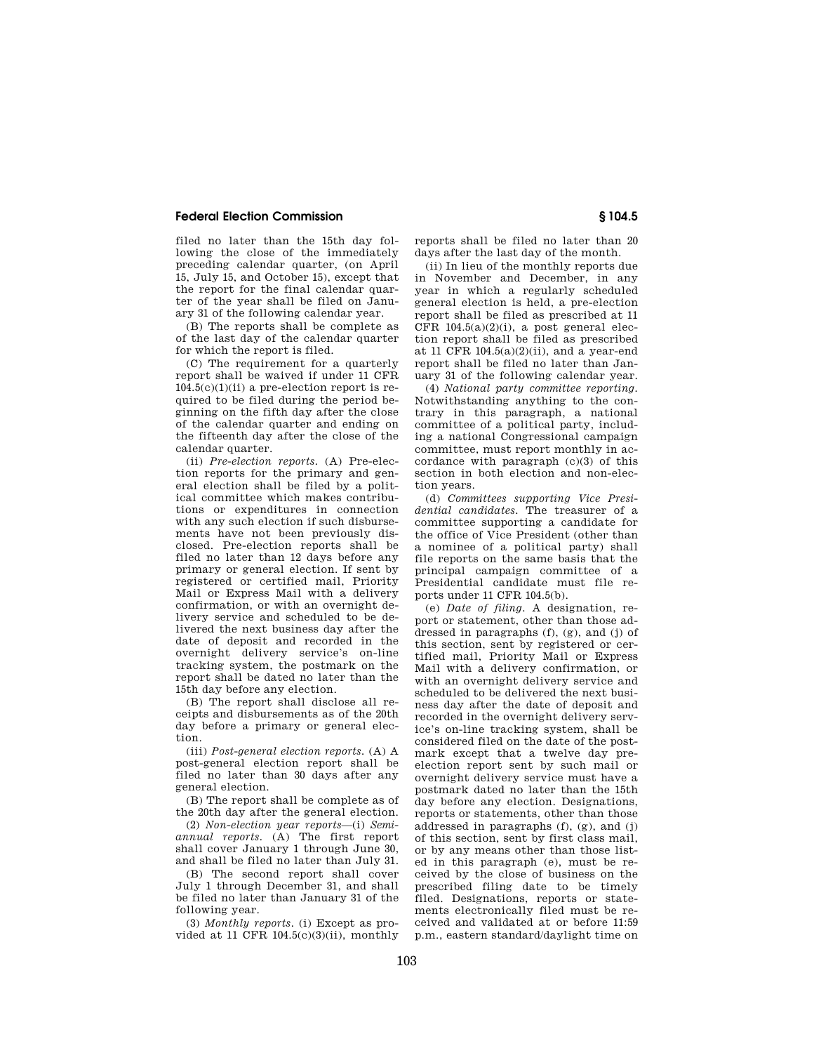filed no later than the 15th day following the close of the immediately preceding calendar quarter, (on April 15, July 15, and October 15), except that the report for the final calendar quarter of the year shall be filed on January 31 of the following calendar year.

(B) The reports shall be complete as of the last day of the calendar quarter for which the report is filed.

(C) The requirement for a quarterly report shall be waived if under 11 CFR 104.5(c)(1)(ii) a pre-election report is required to be filed during the period beginning on the fifth day after the close of the calendar quarter and ending on the fifteenth day after the close of the calendar quarter.

(ii) *Pre-election reports.* (A) Pre-election reports for the primary and general election shall be filed by a political committee which makes contributions or expenditures in connection with any such election if such disbursements have not been previously disclosed. Pre-election reports shall be filed no later than 12 days before any primary or general election. If sent by registered or certified mail, Priority Mail or Express Mail with a delivery confirmation, or with an overnight delivery service and scheduled to be delivered the next business day after the date of deposit and recorded in the overnight delivery service's on-line tracking system, the postmark on the report shall be dated no later than the 15th day before any election.

(B) The report shall disclose all receipts and disbursements as of the 20th day before a primary or general election.

(iii) *Post-general election reports.* (A) A post-general election report shall be filed no later than 30 days after any general election.

(B) The report shall be complete as of the 20th day after the general election.

(2) *Non-election year reports*—(i) *Semi-annual reports.* (A) The first report shall cover January 1 through June 30, and shall be filed no later than July 31.

(B) The second report shall cover July 1 through December 31, and shall be filed no later than January 31 of the following year.

(3) *Monthly reports.* (i) Except as provided at 11 CFR 104.5(c)(3)(ii), monthly reports shall be filed no later than 20 days after the last day of the month.

(ii) In lieu of the monthly reports due in November and December, in any year in which a regularly scheduled general election is held, a pre-election report shall be filed as prescribed at 11 CFR 104.5(a)(2)(i), a post general election report shall be filed as prescribed at 11 CFR 104.5(a)(2)(ii), and a year-end report shall be filed no later than January 31 of the following calendar year.

(4) *National party committee reporting.* Notwithstanding anything to the contrary in this paragraph, a national committee of a political party, including a national Congressional campaign committee, must report monthly in accordance with paragraph (c)(3) of this section in both election and non-election years.

(d) *Committees supporting Vice Presidential candidates.* The treasurer of a committee supporting a candidate for the office of Vice President (other than a nominee of a political party) shall file reports on the same basis that the principal campaign committee of a Presidential candidate must file reports under 11 CFR 104.5(b).

(e) *Date of filing.* A designation, report or statement, other than those addressed in paragraphs (f), (g), and (j) of this section, sent by registered or certified mail, Priority Mail or Express Mail with a delivery confirmation, or with an overnight delivery service and scheduled to be delivered the next business day after the date of deposit and recorded in the overnight delivery service's on-line tracking system, shall be considered filed on the date of the postmark except that a twelve day pre-election report sent by such mail or overnight delivery service must have a postmark dated no later than the 15th day before any election. Designations, reports or statements, other than those addressed in paragraphs (f), (g), and (j) of this section, sent by first class mail, or by any means other than those listed in this paragraph (e), must be received by the close of business on the prescribed filing date to be timely filed. Designations, reports or statements electronically filed must be received and validated at or before 11:59 p.m., eastern standard/daylight time on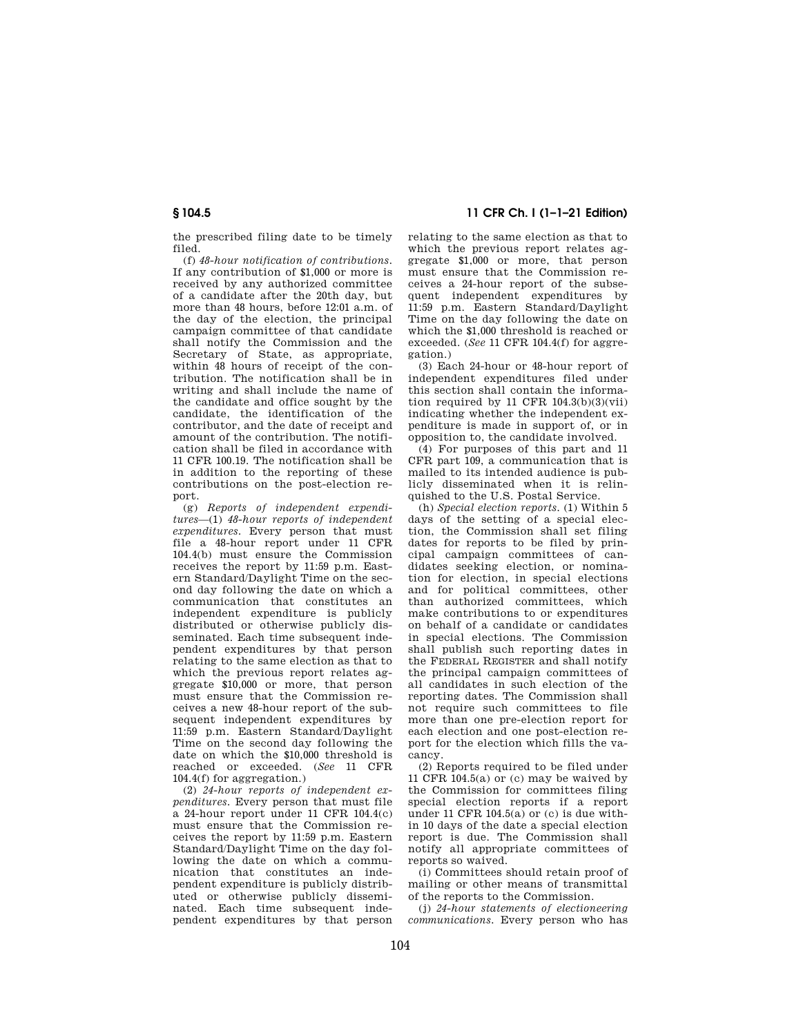the prescribed filing date to be timely filed.

(f) *48-hour notification of contributions.* If any contribution of $1,000 or more is received by any authorized committee of a candidate after the 20th day, but more than 48 hours, before 12:01 a.m. of the day of the election, the principal campaign committee of that candidate shall notify the Commission and the Secretary of State, as appropriate, within 48 hours of receipt of the contribution. The notification shall be in writing and shall include the name of the candidate and office sought by the candidate, the identification of the contributor, and the date of receipt and amount of the contribution. The notification shall be filed in accordance with 11 CFR 100.19. The notification shall be in addition to the reporting of these contributions on the post-election report.

(g) *Reports of independent expenditures*—(1) *48-hour reports of independent expenditures.* Every person that must file a 48-hour report under 11 CFR 104.4(b) must ensure the Commission receives the report by 11:59 p.m. Eastern Standard/Daylight Time on the second day following the date on which a communication that constitutes an independent expenditure is publicly distributed or otherwise publicly disseminated. Each time subsequent independent expenditures by that person relating to the same election as that to which the previous report relates aggregate $10,000 or more, that person must ensure that the Commission receives a new 48-hour report of the subsequent independent expenditures by 11:59 p.m. Eastern Standard/Daylight Time on the second day following the date on which the $10,000 threshold is reached or exceeded. (*See* 11 CFR 104.4(f) for aggregation.)

(2) *24-hour reports of independent expenditures.* Every person that must file a 24-hour report under 11 CFR 104.4(c) must ensure that the Commission receives the report by 11:59 p.m. Eastern Standard/Daylight Time on the day following the date on which a communication that constitutes an independent expenditure is publicly distributed or otherwise publicly disseminated. Each time subsequent independent expenditures by that person relating to the same election as that to which the previous report relates aggregate $1,000 or more, that person must ensure that the Commission receives a 24-hour report of the subsequent independent expenditures by 11:59 p.m. Eastern Standard/Daylight Time on the day following the date on which the $1,000 threshold is reached or exceeded. (*See* 11 CFR 104.4(f) for aggregation.)

(3) Each 24-hour or 48-hour report of independent expenditures filed under this section shall contain the information required by 11 CFR 104.3(b)(3)(vii) indicating whether the independent expenditure is made in support of, or in opposition to, the candidate involved.

(4) For purposes of this part and 11 CFR part 109, a communication that is mailed to its intended audience is publicly disseminated when it is relinquished to the U.S. Postal Service.

(h) *Special election reports.* (1) Within 5 days of the setting of a special election, the Commission shall set filing dates for reports to be filed by principal campaign committees of candidates seeking election, or nomination for election, in special elections and for political committees, other than authorized committees, which make contributions to or expenditures on behalf of a candidate or candidates in special elections. The Commission shall publish such reporting dates in the FEDERAL REGISTER and shall notify the principal campaign committees of all candidates in such election of the reporting dates. The Commission shall not require such committees to file more than one pre-election report for each election and one post-election report for the election which fills the vacancy.

(2) Reports required to be filed under 11 CFR 104.5(a) or (c) may be waived by the Commission for committees filing special election reports if a report under 11 CFR 104.5(a) or (c) is due within 10 days of the date a special election report is due. The Commission shall notify all appropriate committees of reports so waived.

(i) Committees should retain proof of mailing or other means of transmittal of the reports to the Commission.

(j) *24-hour statements of electioneering communications.* Every person who has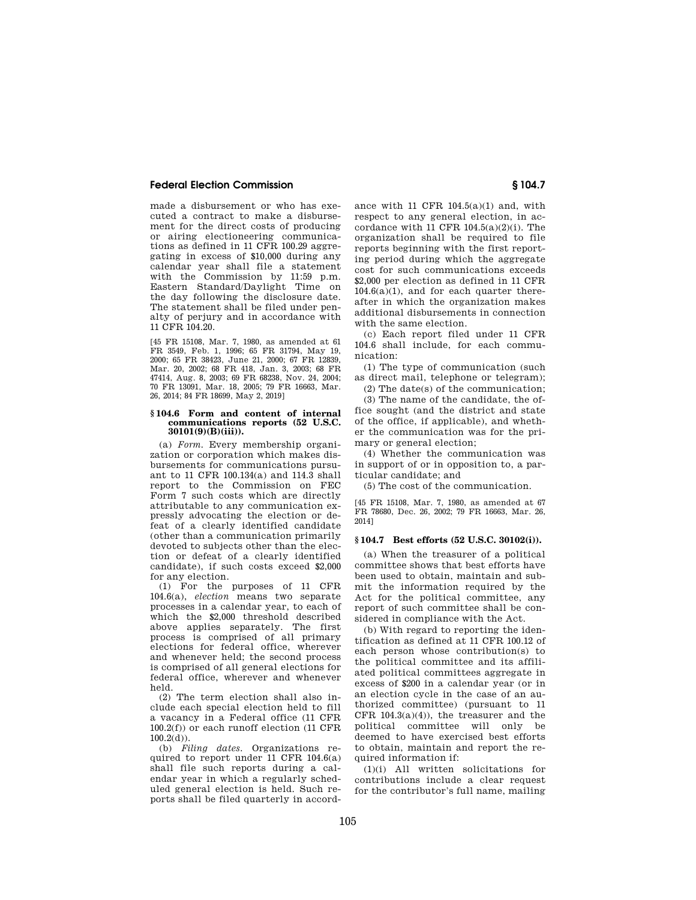made a disbursement or who has executed a contract to make a disbursement for the direct costs of producing or airing electioneering communications as defined in 11 CFR 100.29 aggregating in excess of $10,000 during any calendar year shall file a statement with the Commission by 11:59 p.m. Eastern Standard/Daylight Time on the day following the disclosure date. The statement shall be filed under penalty of perjury and in accordance with 11 CFR 104.20.

[45 FR 15108, Mar. 7, 1980, as amended at 61 FR 3549, Feb. 1, 1996; 65 FR 31794, May 19, 2000; 65 FR 38423, June 21, 2000; 67 FR 12839, Mar. 20, 2002; 68 FR 418, Jan. 3, 2003; 68 FR 47414, Aug. 8, 2003; 69 FR 68238, Nov. 24, 2004; 70 FR 13091, Mar. 18, 2005; 79 FR 16663, Mar. 26, 2014; 84 FR 18699, May 2, 2019]

### § 104.6 Form and content of internal communications reports (52 U.S.C. 30101(9)(B)(iii)).

(a) *Form.* Every membership organization or corporation which makes disbursements for communications pursuant to 11 CFR 100.134(a) and 114.3 shall report to the Commission on FEC Form 7 such costs which are directly attributable to any communication expressly advocating the election or defeat of a clearly identified candidate (other than a communication primarily devoted to subjects other than the election or defeat of a clearly identified candidate), if such costs exceed $2,000 for any election.

(1) For the purposes of 11 CFR 104.6(a), *election* means two separate processes in a calendar year, to each of which the $2,000 threshold described above applies separately. The first process is comprised of all primary elections for federal office, wherever and whenever held; the second process is comprised of all general elections for federal office, wherever and whenever held.

(2) The term election shall also include each special election held to fill a vacancy in a Federal office (11 CFR 100.2(f)) or each runoff election (11 CFR 100.2(d)).

(b) *Filing dates.* Organizations required to report under 11 CFR 104.6(a) shall file such reports during a calendar year in which a regularly scheduled general election is held. Such reports shall be filed quarterly in accordance with 11 CFR 104.5(a)(1) and, with respect to any general election, in accordance with 11 CFR 104.5(a)(2)(i). The organization shall be required to file reports beginning with the first reporting period during which the aggregate cost for such communications exceeds $2,000 per election as defined in 11 CFR 104.6(a)(1), and for each quarter thereafter in which the organization makes additional disbursements in connection with the same election.

(c) Each report filed under 11 CFR 104.6 shall include, for each communication:

(1) The type of communication (such as direct mail, telephone or telegram);

(2) The date(s) of the communication;

(3) The name of the candidate, the office sought (and the district and state of the office, if applicable), and whether the communication was for the primary or general election;

(4) Whether the communication was in support of or in opposition to, a particular candidate; and

(5) The cost of the communication.

[45 FR 15108, Mar. 7, 1980, as amended at 67 FR 78680, Dec. 26, 2002; 79 FR 16663, Mar. 26, 2014]

### § 104.7 Best efforts (52 U.S.C. 30102(i)).

(a) When the treasurer of a political committee shows that best efforts have been used to obtain, maintain and submit the information required by the Act for the political committee, any report of such committee shall be considered in compliance with the Act.

(b) With regard to reporting the identification as defined at 11 CFR 100.12 of each person whose contribution(s) to the political committee and its affiliated political committees aggregate in excess of $200 in a calendar year (or in an election cycle in the case of an authorized committee) (pursuant to 11 CFR 104.3(a)(4)), the treasurer and the political committee will only be deemed to have exercised best efforts to obtain, maintain and report the required information if:

(1)(i) All written solicitations for contributions include a clear request for the contributor's full name, mailing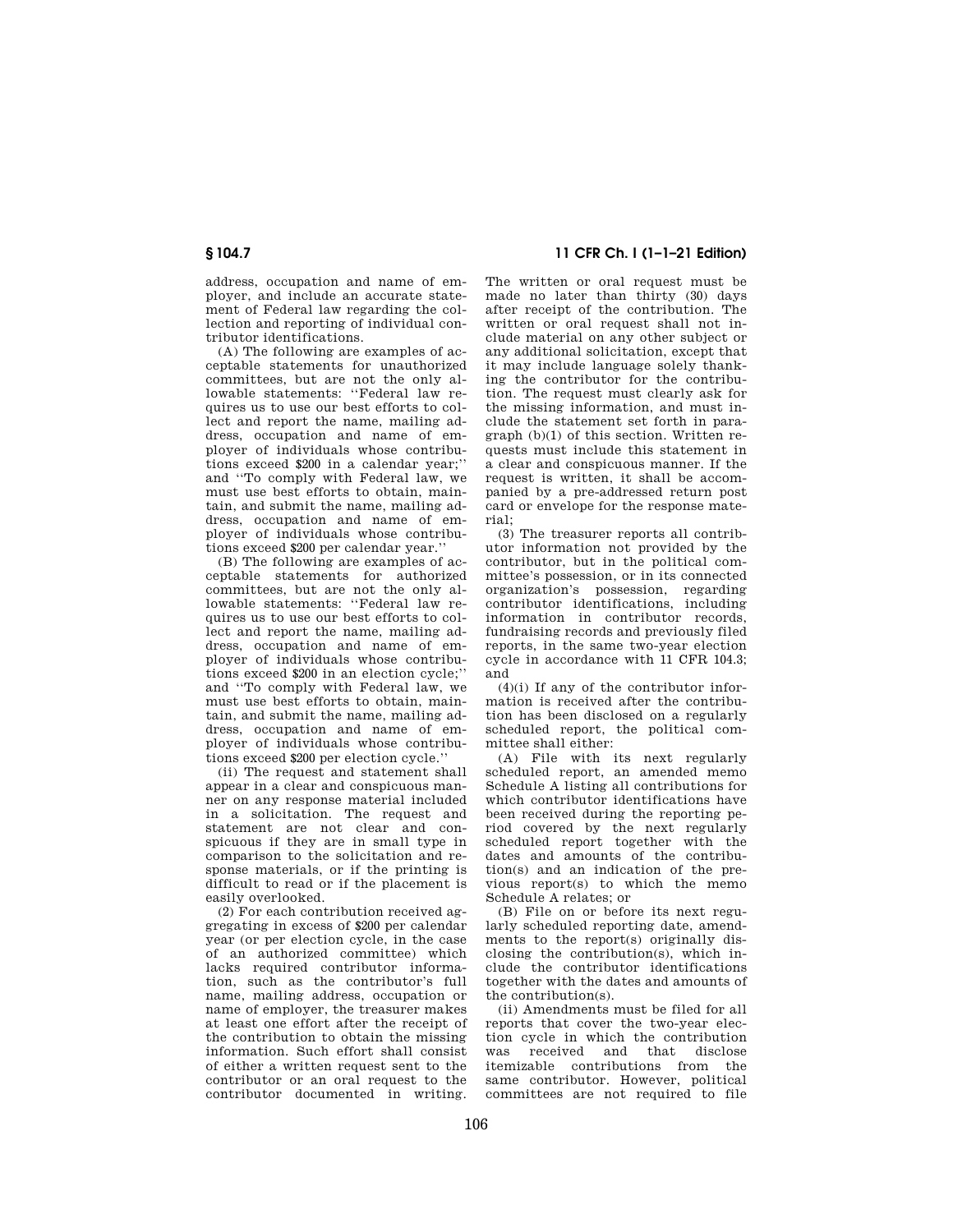address, occupation and name of employer, and include an accurate statement of Federal law regarding the collection and reporting of individual contributor identifications.

(A) The following are examples of acceptable statements for unauthorized committees, but are not the only allowable statements: ''Federal law requires us to use our best efforts to collect and report the name, mailing address, occupation and name of employer of individuals whose contributions exceed $200 in a calendar year;'' and ''To comply with Federal law, we must use best efforts to obtain, maintain, and submit the name, mailing address, occupation and name of employer of individuals whose contributions exceed $200 per calendar year.''

(B) The following are examples of acceptable statements for authorized committees, but are not the only allowable statements: ''Federal law requires us to use our best efforts to collect and report the name, mailing address, occupation and name of employer of individuals whose contributions exceed $200 in an election cycle;'' and ''To comply with Federal law, we must use best efforts to obtain, maintain, and submit the name, mailing address, occupation and name of employer of individuals whose contributions exceed $200 per election cycle.''

(ii) The request and statement shall appear in a clear and conspicuous manner on any response material included in a solicitation. The request and statement are not clear and conspicuous if they are in small type in comparison to the solicitation and response materials, or if the printing is difficult to read or if the placement is easily overlooked.

(2) For each contribution received aggregating in excess of $200 per calendar year (or per election cycle, in the case of an authorized committee) which lacks required contributor information, such as the contributor's full name, mailing address, occupation or name of employer, the treasurer makes at least one effort after the receipt of the contribution to obtain the missing information. Such effort shall consist of either a written request sent to the contributor or an oral request to the contributor documented in writing. The written or oral request must be made no later than thirty (30) days after receipt of the contribution. The written or oral request shall not include material on any other subject or any additional solicitation, except that it may include language solely thanking the contributor for the contribution. The request must clearly ask for the missing information, and must include the statement set forth in paragraph (b)(1) of this section. Written requests must include this statement in a clear and conspicuous manner. If the request is written, it shall be accompanied by a pre-addressed return post card or envelope for the response material;

(3) The treasurer reports all contributor information not provided by the contributor, but in the political committee's possession, or in its connected organization's possession, regarding contributor identifications, including information in contributor records, fundraising records and previously filed reports, in the same two-year election cycle in accordance with 11 CFR 104.3; and

(4)(i) If any of the contributor information is received after the contribution has been disclosed on a regularly scheduled report, the political committee shall either:

(A) File with its next regularly scheduled report, an amended memo Schedule A listing all contributions for which contributor identifications have been received during the reporting period covered by the next regularly scheduled report together with the dates and amounts of the contribution(s) and an indication of the previous report(s) to which the memo Schedule A relates; or

(B) File on or before its next regularly scheduled reporting date, amendments to the report(s) originally disclosing the contribution(s), which include the contributor identifications together with the dates and amounts of the contribution(s).

(ii) Amendments must be filed for all reports that cover the two-year election cycle in which the contribution was received and that disclose itemizable contributions from the same contributor. However, political committees are not required to file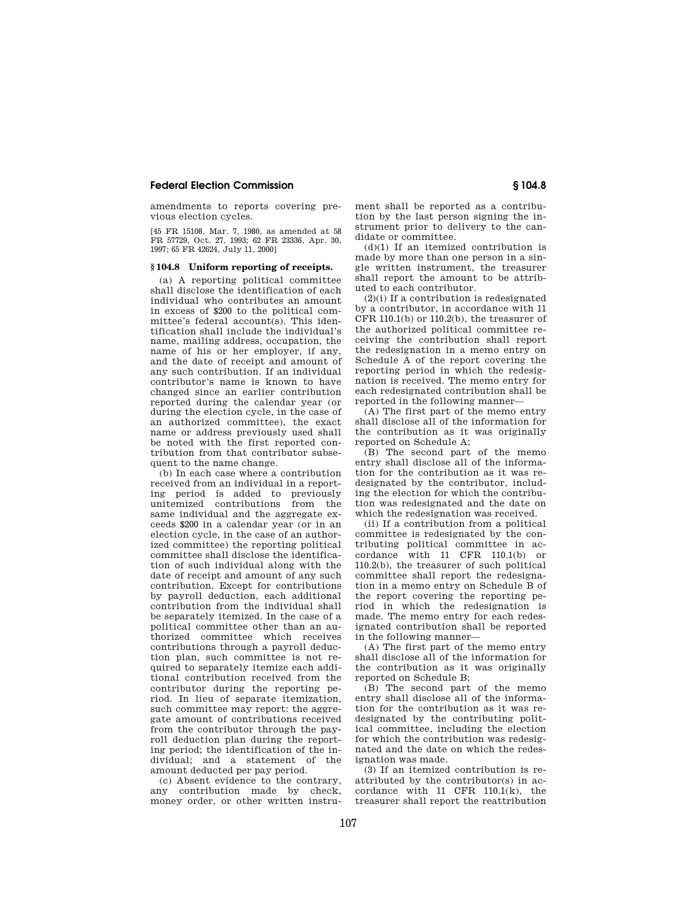amendments to reports covering previous election cycles.

[45 FR 15108, Mar. 7, 1980, as amended at 58 FR 57729, Oct. 27, 1993; 62 FR 23336, Apr. 30, 1997; 65 FR 42624, July 11, 2000]

### § 104.8 Uniform reporting of receipts.

(a) A reporting political committee shall disclose the identification of each individual who contributes an amount in excess of $200 to the political committee's federal account(s). This identification shall include the individual's name, mailing address, occupation, the name of his or her employer, if any, and the date of receipt and amount of any such contribution. If an individual contributor's name is known to have changed since an earlier contribution reported during the calendar year (or during the election cycle, in the case of an authorized committee), the exact name or address previously used shall be noted with the first reported contribution from that contributor subsequent to the name change.

(b) In each case where a contribution received from an individual in a reporting period is added to previously unitemized contributions from the same individual and the aggregate exceeds $200 in a calendar year (or in an election cycle, in the case of an authorized committee) the reporting political committee shall disclose the identification of such individual along with the date of receipt and amount of any such contribution. Except for contributions by payroll deduction, each additional contribution from the individual shall be separately itemized. In the case of a political committee other than an authorized committee which receives contributions through a payroll deduction plan, such committee is not required to separately itemize each additional contribution received from the contributor during the reporting period. In lieu of separate itemization, such committee may report: the aggregate amount of contributions received from the contributor through the payroll deduction plan during the reporting period; the identification of the individual; and a statement of the amount deducted per pay period.

(c) Absent evidence to the contrary, any contribution made by check, money order, or other written instrument shall be reported as a contribution by the last person signing the instrument prior to delivery to the candidate or committee.

(d)(1) If an itemized contribution is made by more than one person in a single written instrument, the treasurer shall report the amount to be attributed to each contributor.

(2)(i) If a contribution is redesignated by a contributor, in accordance with 11 CFR 110.1(b) or 110.2(b), the treasurer of the authorized political committee receiving the contribution shall report the redesignation in a memo entry on Schedule A of the report covering the reporting period in which the redesignation is received. The memo entry for each redesignated contribution shall be reported in the following manner—

(A) The first part of the memo entry shall disclose all of the information for the contribution as it was originally reported on Schedule A;

(B) The second part of the memo entry shall disclose all of the information for the contribution as it was redesignated by the contributor, including the election for which the contribution was redesignated and the date on which the redesignation was received.

(ii) If a contribution from a political committee is redesignated by the contributing political committee in accordance with 11 CFR 110.1(b) or 110.2(b), the treasurer of such political committee shall report the redesignation in a memo entry on Schedule B of the report covering the reporting period in which the redesignation is made. The memo entry for each redesignated contribution shall be reported in the following manner—

(A) The first part of the memo entry shall disclose all of the information for the contribution as it was originally reported on Schedule B;

(B) The second part of the memo entry shall disclose all of the information for the contribution as it was redesignated by the contributing political committee, including the election for which the contribution was redesignated and the date on which the redesignation was made.

(3) If an itemized contribution is reattributed by the contributor(s) in accordance with 11 CFR 110.1(k), the treasurer shall report the reattribution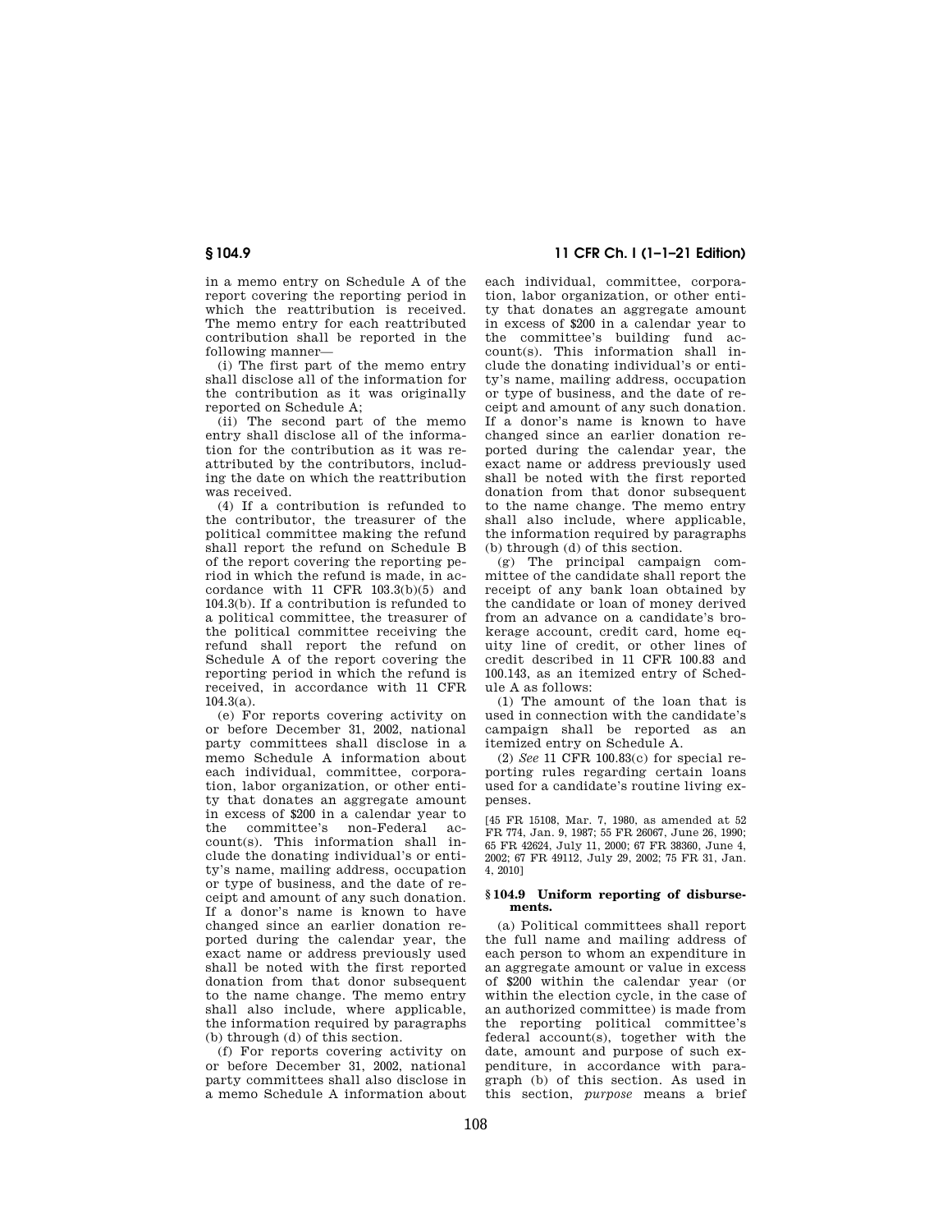in a memo entry on Schedule A of the report covering the reporting period in which the reattribution is received. The memo entry for each reattributed contribution shall be reported in the following manner—

(i) The first part of the memo entry shall disclose all of the information for the contribution as it was originally reported on Schedule A;

(ii) The second part of the memo entry shall disclose all of the information for the contribution as it was reattributed by the contributors, including the date on which the reattribution was received.

(4) If a contribution is refunded to the contributor, the treasurer of the political committee making the refund shall report the refund on Schedule B of the report covering the reporting period in which the refund is made, in accordance with 11 CFR 103.3(b)(5) and 104.3(b). If a contribution is refunded to a political committee, the treasurer of the political committee receiving the refund shall report the refund on Schedule A of the report covering the reporting period in which the refund is received, in accordance with 11 CFR 104.3(a).

(e) For reports covering activity on or before December 31, 2002, national party committees shall disclose in a memo Schedule A information about each individual, committee, corporation, labor organization, or other entity that donates an aggregate amount in excess of $200 in a calendar year to the committee's non-Federal account(s). This information shall include the donating individual's or entity's name, mailing address, occupation or type of business, and the date of receipt and amount of any such donation. If a donor's name is known to have changed since an earlier donation reported during the calendar year, the exact name or address previously used shall be noted with the first reported donation from that donor subsequent to the name change. The memo entry shall also include, where applicable, the information required by paragraphs (b) through (d) of this section.

(f) For reports covering activity on or before December 31, 2002, national party committees shall also disclose in a memo Schedule A information about each individual, committee, corporation, labor organization, or other entity that donates an aggregate amount in excess of $200 in a calendar year to the committee's building fund account(s). This information shall include the donating individual's or entity's name, mailing address, occupation or type of business, and the date of receipt and amount of any such donation. If a donor's name is known to have changed since an earlier donation reported during the calendar year, the exact name or address previously used shall be noted with the first reported donation from that donor subsequent to the name change. The memo entry shall also include, where applicable, the information required by paragraphs (b) through (d) of this section.

(g) The principal campaign committee of the candidate shall report the receipt of any bank loan obtained by the candidate or loan of money derived from an advance on a candidate's brokerage account, credit card, home equity line of credit, or other lines of credit described in 11 CFR 100.83 and 100.143, as an itemized entry of Schedule A as follows:

(1) The amount of the loan that is used in connection with the candidate's campaign shall be reported as an itemized entry on Schedule A.

(2) *See* 11 CFR 100.83(c) for special reporting rules regarding certain loans used for a candidate's routine living expenses.

[45 FR 15108, Mar. 7, 1980, as amended at 52 FR 774, Jan. 9, 1987; 55 FR 26067, June 26, 1990; 65 FR 42624, July 11, 2000; 67 FR 38360, June 4, 2002; 67 FR 49112, July 29, 2002; 75 FR 31, Jan. 4, 2010]

### § 104.9 Uniform reporting of disbursements.

(a) Political committees shall report the full name and mailing address of each person to whom an expenditure in an aggregate amount or value in excess of $200 within the calendar year (or within the election cycle, in the case of an authorized committee) is made from the reporting political committee's federal account(s), together with the date, amount and purpose of such expenditure, in accordance with paragraph (b) of this section. As used in this section, *purpose* means a brief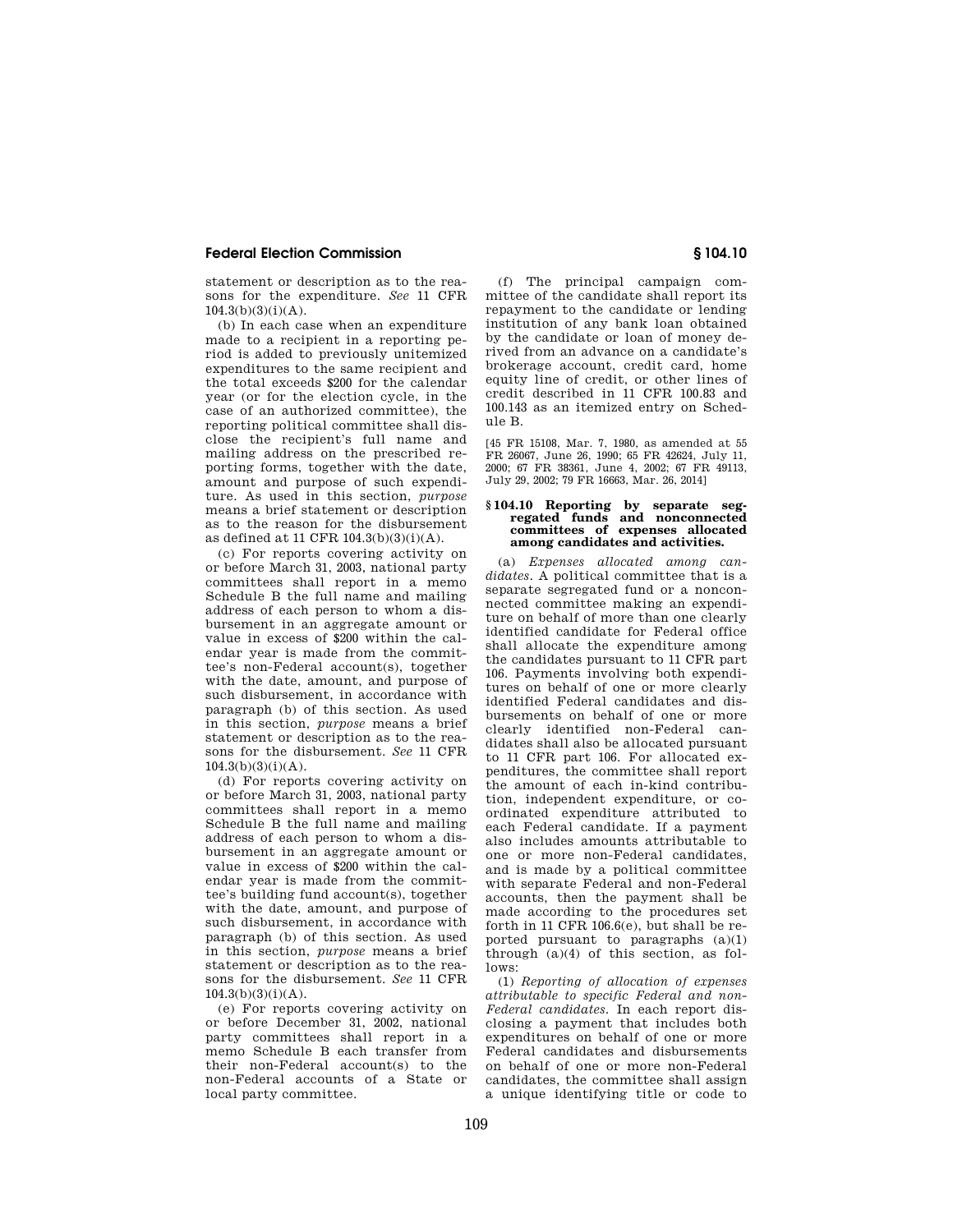statement or description as to the reasons for the expenditure. *See* 11 CFR 104.3(b)(3)(i)(A).

(b) In each case when an expenditure made to a recipient in a reporting period is added to previously unitemized expenditures to the same recipient and the total exceeds $200 for the calendar year (or for the election cycle, in the case of an authorized committee), the reporting political committee shall disclose the recipient's full name and mailing address on the prescribed reporting forms, together with the date, amount and purpose of such expenditure. As used in this section, *purpose* means a brief statement or description as to the reason for the disbursement as defined at 11 CFR 104.3(b)(3)(i)(A).

(c) For reports covering activity on or before March 31, 2003, national party committees shall report in a memo Schedule B the full name and mailing address of each person to whom a disbursement in an aggregate amount or value in excess of $200 within the calendar year is made from the committee's non-Federal account(s), together with the date, amount, and purpose of such disbursement, in accordance with paragraph (b) of this section. As used in this section, *purpose* means a brief statement or description as to the reasons for the disbursement. *See* 11 CFR 104.3(b)(3)(i)(A).

(d) For reports covering activity on or before March 31, 2003, national party committees shall report in a memo Schedule B the full name and mailing address of each person to whom a disbursement in an aggregate amount or value in excess of $200 within the calendar year is made from the committee's building fund account(s), together with the date, amount, and purpose of such disbursement, in accordance with paragraph (b) of this section. As used in this section, *purpose* means a brief statement or description as to the reasons for the disbursement. *See* 11 CFR 104.3(b)(3)(i)(A).

(e) For reports covering activity on or before December 31, 2002, national party committees shall report in a memo Schedule B each transfer from their non-Federal account(s) to the non-Federal accounts of a State or local party committee.

(f) The principal campaign committee of the candidate shall report its repayment to the candidate or lending institution of any bank loan obtained by the candidate or loan of money derived from an advance on a candidate's brokerage account, credit card, home equity line of credit, or other lines of credit described in 11 CFR 100.83 and 100.143 as an itemized entry on Schedule B.

[45 FR 15108, Mar. 7, 1980, as amended at 55 FR 26067, June 26, 1990; 65 FR 42624, July 11, 2000; 67 FR 38361, June 4, 2002; 67 FR 49113, July 29, 2002; 79 FR 16663, Mar. 26, 2014]

### § 104.10 Reporting by separate segregated funds and nonconnected committees of expenses allocated among candidates and activities.

(a) *Expenses allocated among candidates.* A political committee that is a separate segregated fund or a nonconnected committee making an expenditure on behalf of more than one clearly identified candidate for Federal office shall allocate the expenditure among the candidates pursuant to 11 CFR part 106. Payments involving both expenditures on behalf of one or more clearly identified Federal candidates and disbursements on behalf of one or more clearly identified non-Federal candidates shall also be allocated pursuant to 11 CFR part 106. For allocated expenditures, the committee shall report the amount of each in-kind contribution, independent expenditure, or coordinated expenditure attributed to each Federal candidate. If a payment also includes amounts attributable to one or more non-Federal candidates, and is made by a political committee with separate Federal and non-Federal accounts, then the payment shall be made according to the procedures set forth in 11 CFR 106.6(e), but shall be reported pursuant to paragraphs (a)(1) through (a)(4) of this section, as follows:

(1) *Reporting of allocation of expenses attributable to specific Federal and non-Federal candidates.* In each report disclosing a payment that includes both expenditures on behalf of one or more Federal candidates and disbursements on behalf of one or more non-Federal candidates, the committee shall assign a unique identifying title or code to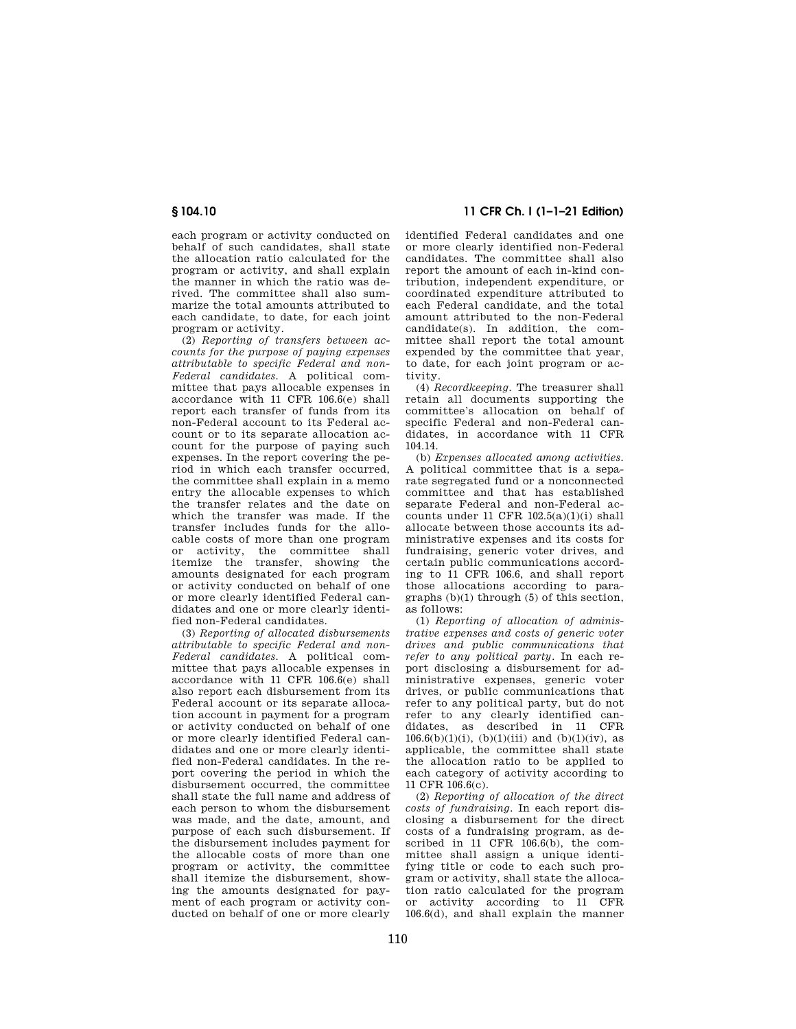each program or activity conducted on behalf of such candidates, shall state the allocation ratio calculated for the program or activity, and shall explain the manner in which the ratio was derived. The committee shall also summarize the total amounts attributed to each candidate, to date, for each joint program or activity.

(2) *Reporting of transfers between accounts for the purpose of paying expenses attributable to specific Federal and non-Federal candidates.* A political committee that pays allocable expenses in accordance with 11 CFR 106.6(e) shall report each transfer of funds from its non-Federal account to its Federal account or to its separate allocation account for the purpose of paying such expenses. In the report covering the period in which each transfer occurred, the committee shall explain in a memo entry the allocable expenses to which the transfer relates and the date on which the transfer was made. If the transfer includes funds for the allocable costs of more than one program or activity, the committee shall itemize the transfer, showing the amounts designated for each program or activity conducted on behalf of one or more clearly identified Federal candidates and one or more clearly identified non-Federal candidates.

(3) *Reporting of allocated disbursements attributable to specific Federal and non-Federal candidates.* A political committee that pays allocable expenses in accordance with 11 CFR 106.6(e) shall also report each disbursement from its Federal account or its separate allocation account in payment for a program or activity conducted on behalf of one or more clearly identified Federal candidates and one or more clearly identified non-Federal candidates. In the report covering the period in which the disbursement occurred, the committee shall state the full name and address of each person to whom the disbursement was made, and the date, amount, and purpose of each such disbursement. If the disbursement includes payment for the allocable costs of more than one program or activity, the committee shall itemize the disbursement, showing the amounts designated for payment of each program or activity conducted on behalf of one or more clearly identified Federal candidates and one or more clearly identified non-Federal candidates. The committee shall also report the amount of each in-kind contribution, independent expenditure, or coordinated expenditure attributed to each Federal candidate, and the total amount attributed to the non-Federal candidate(s). In addition, the committee shall report the total amount expended by the committee that year, to date, for each joint program or activity.

(4) *Recordkeeping.* The treasurer shall retain all documents supporting the committee's allocation on behalf of specific Federal and non-Federal candidates, in accordance with 11 CFR 104.14.

(b) *Expenses allocated among activities.* A political committee that is a separate segregated fund or a nonconnected committee and that has established separate Federal and non-Federal accounts under 11 CFR 102.5(a)(1)(i) shall allocate between those accounts its administrative expenses and its costs for fundraising, generic voter drives, and certain public communications according to 11 CFR 106.6, and shall report those allocations according to paragraphs (b)(1) through (5) of this section, as follows:

(1) *Reporting of allocation of administrative expenses and costs of generic voter drives and public communications that refer to any political party.* In each report disclosing a disbursement for administrative expenses, generic voter drives, or public communications that refer to any political party, but do not refer to any clearly identified candidates, as described in 11 CFR 106.6(b)(1)(i), (b)(1)(iii) and (b)(1)(iv), as applicable, the committee shall state the allocation ratio to be applied to each category of activity according to 11 CFR 106.6(c).

(2) *Reporting of allocation of the direct costs of fundraising.* In each report disclosing a disbursement for the direct costs of a fundraising program, as described in 11 CFR 106.6(b), the committee shall assign a unique identifying title or code to each such program or activity, shall state the allocation ratio calculated for the program or activity according to 11 CFR 106.6(d), and shall explain the manner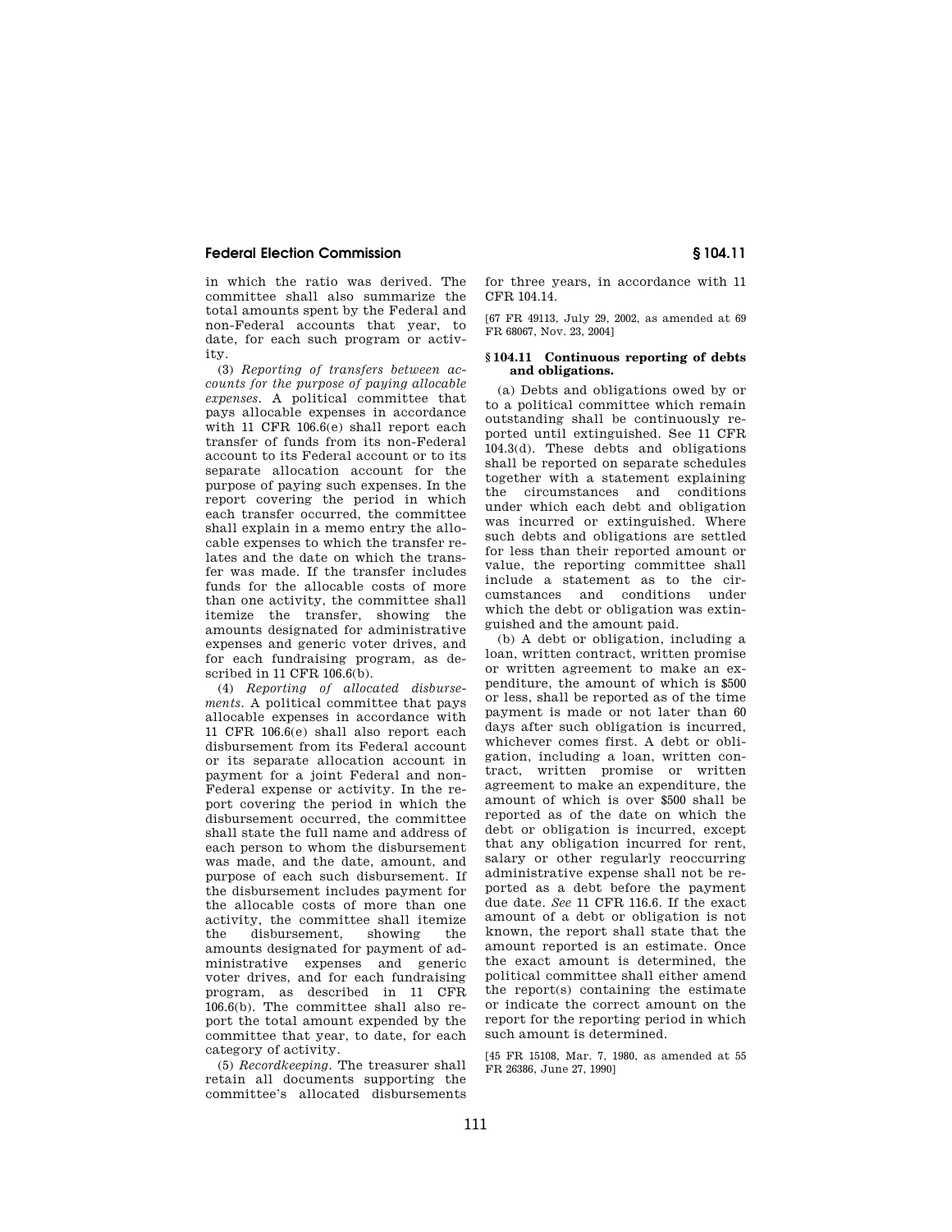in which the ratio was derived. The committee shall also summarize the total amounts spent by the Federal and non-Federal accounts that year, to date, for each such program or activity.

(3) *Reporting of transfers between accounts for the purpose of paying allocable expenses.* A political committee that pays allocable expenses in accordance with 11 CFR 106.6(e) shall report each transfer of funds from its non-Federal account to its Federal account or to its separate allocation account for the purpose of paying such expenses. In the report covering the period in which each transfer occurred, the committee shall explain in a memo entry the allocable expenses to which the transfer relates and the date on which the transfer was made. If the transfer includes funds for the allocable costs of more than one activity, the committee shall itemize the transfer, showing the amounts designated for administrative expenses and generic voter drives, and for each fundraising program, as described in 11 CFR 106.6(b).

(4) *Reporting of allocated disbursements.* A political committee that pays allocable expenses in accordance with 11 CFR 106.6(e) shall also report each disbursement from its Federal account or its separate allocation account in payment for a joint Federal and non-Federal expense or activity. In the report covering the period in which the disbursement occurred, the committee shall state the full name and address of each person to whom the disbursement was made, and the date, amount, and purpose of each such disbursement. If the disbursement includes payment for the allocable costs of more than one activity, the committee shall itemize the disbursement, showing the amounts designated for payment of administrative expenses and generic voter drives, and for each fundraising program, as described in 11 CFR 106.6(b). The committee shall also report the total amount expended by the committee that year, to date, for each category of activity.

(5) *Recordkeeping.* The treasurer shall retain all documents supporting the committee's allocated disbursements for three years, in accordance with 11 CFR 104.14.

[67 FR 49113, July 29, 2002, as amended at 69 FR 68067, Nov. 23, 2004]

### § 104.11 Continuous reporting of debts and obligations.

(a) Debts and obligations owed by or to a political committee which remain outstanding shall be continuously reported until extinguished. See 11 CFR 104.3(d). These debts and obligations shall be reported on separate schedules together with a statement explaining the circumstances and conditions under which each debt and obligation was incurred or extinguished. Where such debts and obligations are settled for less than their reported amount or value, the reporting committee shall include a statement as to the circumstances and conditions under which the debt or obligation was extinguished and the amount paid.

(b) A debt or obligation, including a loan, written contract, written promise or written agreement to make an expenditure, the amount of which is $500 or less, shall be reported as of the time payment is made or not later than 60 days after such obligation is incurred, whichever comes first. A debt or obligation, including a loan, written contract, written promise or written agreement to make an expenditure, the amount of which is over $500 shall be reported as of the date on which the debt or obligation is incurred, except that any obligation incurred for rent, salary or other regularly reoccurring administrative expense shall not be reported as a debt before the payment due date. *See* 11 CFR 116.6. If the exact amount of a debt or obligation is not known, the report shall state that the amount reported is an estimate. Once the exact amount is determined, the political committee shall either amend the report(s) containing the estimate or indicate the correct amount on the report for the reporting period in which such amount is determined.

[45 FR 15108, Mar. 7, 1980, as amended at 55 FR 26386, June 27, 1990]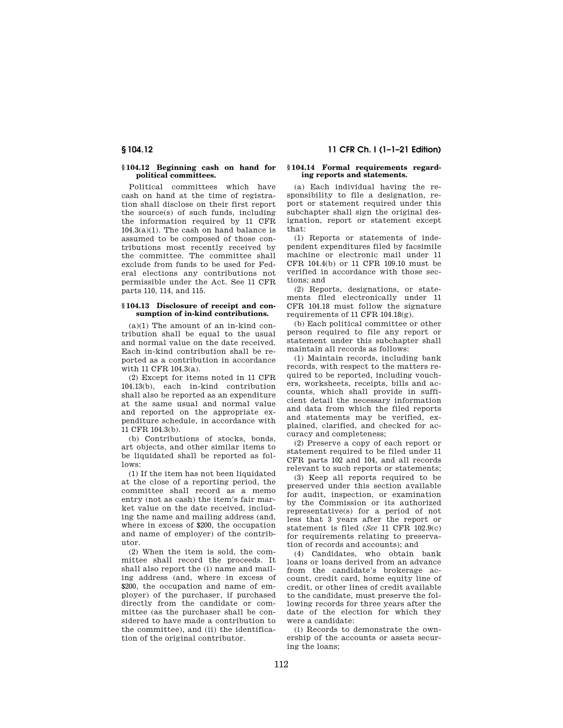### § 104.12 Beginning cash on hand for political committees.

Political committees which have cash on hand at the time of registration shall disclose on their first report the source(s) of such funds, including the information required by 11 CFR 104.3(a)(1). The cash on hand balance is assumed to be composed of those contributions most recently received by the committee. The committee shall exclude from funds to be used for Federal elections any contributions not permissible under the Act. See 11 CFR parts 110, 114, and 115.

### § 104.13 Disclosure of receipt and consumption of in-kind contributions.

(a)(1) The amount of an in-kind contribution shall be equal to the usual and normal value on the date received. Each in-kind contribution shall be reported as a contribution in accordance with 11 CFR 104.3(a).

(2) Except for items noted in 11 CFR 104.13(b), each in-kind contribution shall also be reported as an expenditure at the same usual and normal value and reported on the appropriate expenditure schedule, in accordance with 11 CFR 104.3(b).

(b) Contributions of stocks, bonds, art objects, and other similar items to be liquidated shall be reported as follows:

(1) If the item has not been liquidated at the close of a reporting period, the committee shall record as a memo entry (not as cash) the item's fair market value on the date received, including the name and mailing address (and, where in excess of $200, the occupation and name of employer) of the contributor.

(2) When the item is sold, the committee shall record the proceeds. It shall also report the (i) name and mailing address (and, where in excess of $200, the occupation and name of employer) of the purchaser, if purchased directly from the candidate or committee (as the purchaser shall be considered to have made a contribution to the committee), and (ii) the identification of the original contributor.

### § 104.14 Formal requirements regarding reports and statements.

(a) Each individual having the responsibility to file a designation, report or statement required under this subchapter shall sign the original designation, report or statement except that:

(1) Reports or statements of independent expenditures filed by facsimile machine or electronic mail under 11 CFR 104.4(b) or 11 CFR 109.10 must be verified in accordance with those sections; and

(2) Reports, designations, or statements filed electronically under 11 CFR 104.18 must follow the signature requirements of 11 CFR 104.18(g).

(b) Each political committee or other person required to file any report or statement under this subchapter shall maintain all records as follows:

(1) Maintain records, including bank records, with respect to the matters required to be reported, including vouchers, worksheets, receipts, bills and accounts, which shall provide in sufficient detail the necessary information and data from which the filed reports and statements may be verified, explained, clarified, and checked for accuracy and completeness;

(2) Preserve a copy of each report or statement required to be filed under 11 CFR parts 102 and 104, and all records relevant to such reports or statements;

(3) Keep all reports required to be preserved under this section available for audit, inspection, or examination by the Commission or its authorized representative(s) for a period of not less that 3 years after the report or statement is filed (*See* 11 CFR 102.9(c) for requirements relating to preservation of records and accounts); and

(4) Candidates, who obtain bank loans or loans derived from an advance from the candidate's brokerage account, credit card, home equity line of credit, or other lines of credit available to the candidate, must preserve the following records for three years after the date of the election for which they were a candidate:

(i) Records to demonstrate the ownership of the accounts or assets securing the loans;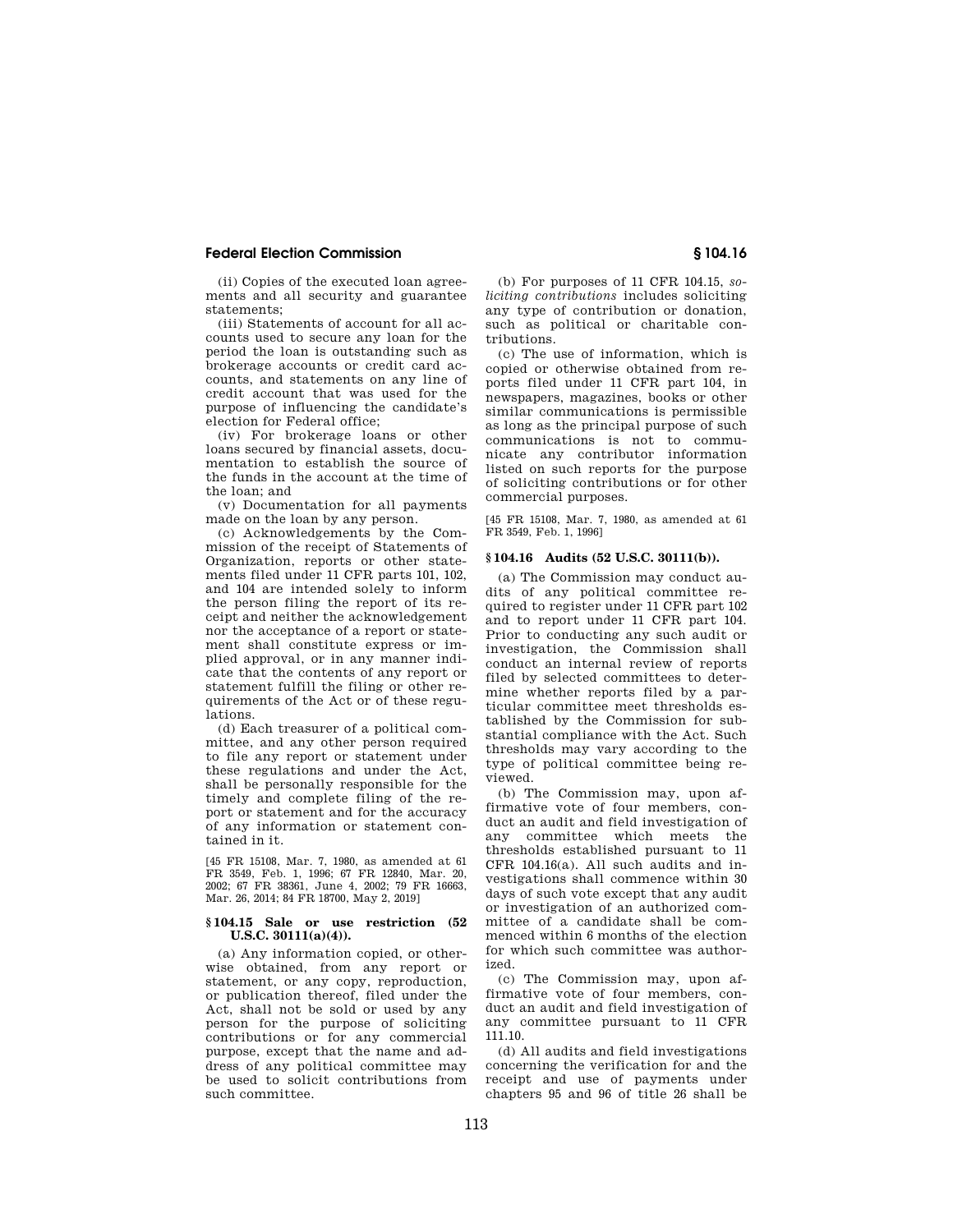(ii) Copies of the executed loan agreements and all security and guarantee statements;

(iii) Statements of account for all accounts used to secure any loan for the period the loan is outstanding such as brokerage accounts or credit card accounts, and statements on any line of credit account that was used for the purpose of influencing the candidate's election for Federal office;

(iv) For brokerage loans or other loans secured by financial assets, documentation to establish the source of the funds in the account at the time of the loan; and

(v) Documentation for all payments made on the loan by any person.

(c) Acknowledgements by the Commission of the receipt of Statements of Organization, reports or other statements filed under 11 CFR parts 101, 102, and 104 are intended solely to inform the person filing the report of its receipt and neither the acknowledgement nor the acceptance of a report or statement shall constitute express or implied approval, or in any manner indicate that the contents of any report or statement fulfill the filing or other requirements of the Act or of these regulations.

(d) Each treasurer of a political committee, and any other person required to file any report or statement under these regulations and under the Act, shall be personally responsible for the timely and complete filing of the report or statement and for the accuracy of any information or statement contained in it.

[45 FR 15108, Mar. 7, 1980, as amended at 61 FR 3549, Feb. 1, 1996; 67 FR 12840, Mar. 20, 2002; 67 FR 38361, June 4, 2002; 79 FR 16663, Mar. 26, 2014; 84 FR 18700, May 2, 2019]

### § 104.15 Sale or use restriction (52 U.S.C. 30111(a)(4)).

(a) Any information copied, or otherwise obtained, from any report or statement, or any copy, reproduction, or publication thereof, filed under the Act, shall not be sold or used by any person for the purpose of soliciting contributions or for any commercial purpose, except that the name and address of any political committee may be used to solicit contributions from such committee.

(b) For purposes of 11 CFR 104.15, *soliciting contributions* includes soliciting any type of contribution or donation, such as political or charitable contributions.

(c) The use of information, which is copied or otherwise obtained from reports filed under 11 CFR part 104, in newspapers, magazines, books or other similar communications is permissible as long as the principal purpose of such communications is not to communicate any contributor information listed on such reports for the purpose of soliciting contributions or for other commercial purposes.

[45 FR 15108, Mar. 7, 1980, as amended at 61 FR 3549, Feb. 1, 1996]

### § 104.16 Audits (52 U.S.C. 30111(b)).

(a) The Commission may conduct audits of any political committee required to register under 11 CFR part 102 and to report under 11 CFR part 104. Prior to conducting any such audit or investigation, the Commission shall conduct an internal review of reports filed by selected committees to determine whether reports filed by a particular committee meet thresholds established by the Commission for substantial compliance with the Act. Such thresholds may vary according to the type of political committee being reviewed.

(b) The Commission may, upon affirmative vote of four members, conduct an audit and field investigation of any committee which meets the thresholds established pursuant to 11 CFR 104.16(a). All such audits and investigations shall commence within 30 days of such vote except that any audit or investigation of an authorized committee of a candidate shall be commenced within 6 months of the election for which such committee was authorized.

(c) The Commission may, upon affirmative vote of four members, conduct an audit and field investigation of any committee pursuant to 11 CFR 111.10.

(d) All audits and field investigations concerning the verification for and the receipt and use of payments under chapters 95 and 96 of title 26 shall be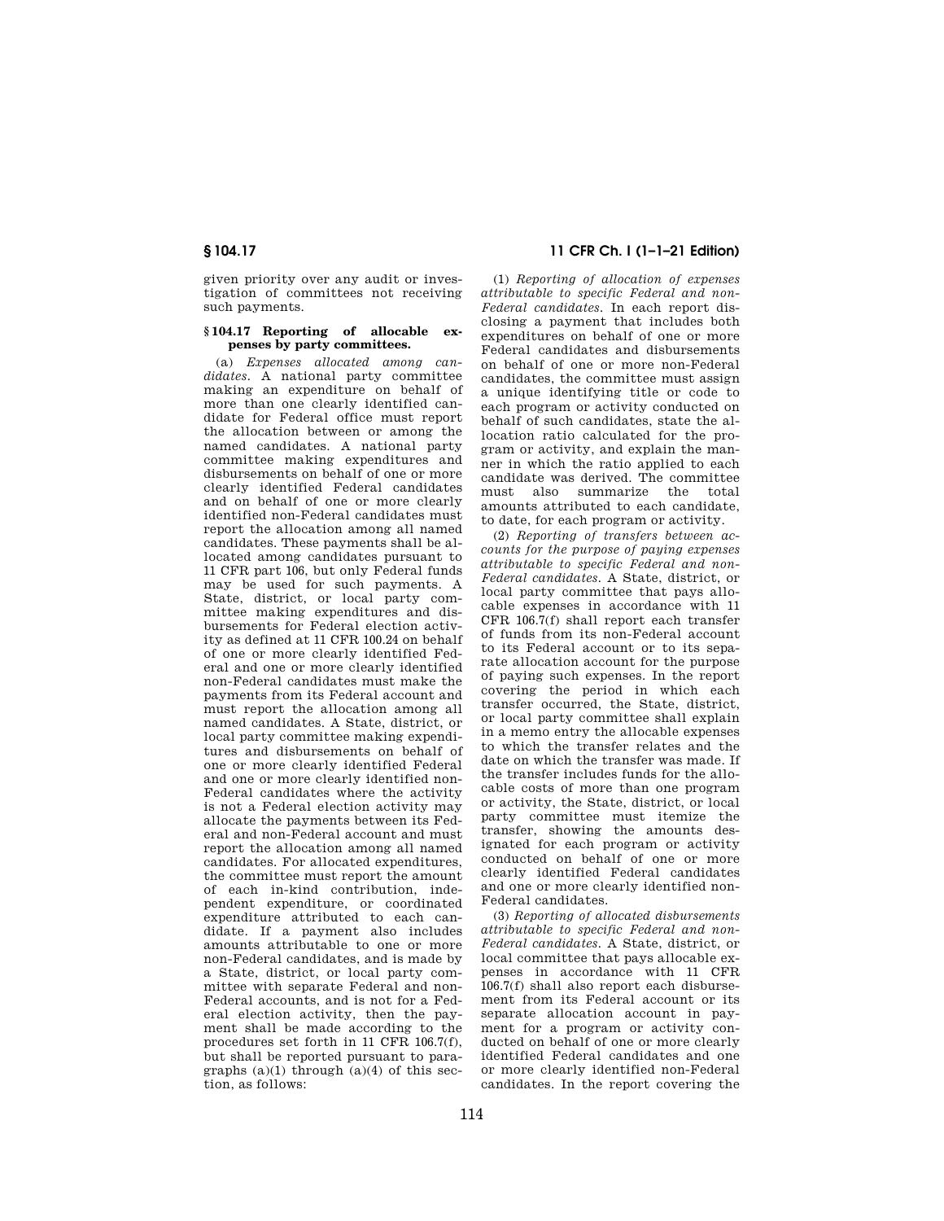given priority over any audit or investigation of committees not receiving such payments.

### § 104.17 Reporting of allocable expenses by party committees.

(a) *Expenses allocated among candidates.* A national party committee making an expenditure on behalf of more than one clearly identified candidate for Federal office must report the allocation between or among the named candidates. A national party committee making expenditures and disbursements on behalf of one or more clearly identified Federal candidates and on behalf of one or more clearly identified non-Federal candidates must report the allocation among all named candidates. These payments shall be allocated among candidates pursuant to 11 CFR part 106, but only Federal funds may be used for such payments. A State, district, or local party committee making expenditures and disbursements for Federal election activity as defined at 11 CFR 100.24 on behalf of one or more clearly identified Federal and one or more clearly identified non-Federal candidates must make the payments from its Federal account and must report the allocation among all named candidates. A State, district, or local party committee making expenditures and disbursements on behalf of one or more clearly identified Federal and one or more clearly identified non-Federal candidates where the activity is not a Federal election activity may allocate the payments between its Federal and non-Federal account and must report the allocation among all named candidates. For allocated expenditures, the committee must report the amount of each in-kind contribution, independent expenditure, or coordinated expenditure attributed to each candidate. If a payment also includes amounts attributable to one or more non-Federal candidates, and is made by a State, district, or local party committee with separate Federal and non-Federal accounts, and is not for a Federal election activity, then the payment shall be made according to the procedures set forth in 11 CFR 106.7(f), but shall be reported pursuant to paragraphs (a)(1) through (a)(4) of this section, as follows:

(1) *Reporting of allocation of expenses attributable to specific Federal and non-Federal candidates.* In each report disclosing a payment that includes both expenditures on behalf of one or more Federal candidates and disbursements on behalf of one or more non-Federal candidates, the committee must assign a unique identifying title or code to each program or activity conducted on behalf of such candidates, state the allocation ratio calculated for the program or activity, and explain the manner in which the ratio applied to each candidate was derived. The committee must also summarize the total amounts attributed to each candidate, to date, for each program or activity.

(2) *Reporting of transfers between accounts for the purpose of paying expenses attributable to specific Federal and non-Federal candidates.* A State, district, or local party committee that pays allocable expenses in accordance with 11 CFR 106.7(f) shall report each transfer of funds from its non-Federal account to its Federal account or to its separate allocation account for the purpose of paying such expenses. In the report covering the period in which each transfer occurred, the State, district, or local party committee shall explain in a memo entry the allocable expenses to which the transfer relates and the date on which the transfer was made. If the transfer includes funds for the allocable costs of more than one program or activity, the State, district, or local party committee must itemize the transfer, showing the amounts designated for each program or activity conducted on behalf of one or more clearly identified Federal candidates and one or more clearly identified non-Federal candidates.

(3) *Reporting of allocated disbursements attributable to specific Federal and non-Federal candidates.* A State, district, or local committee that pays allocable expenses in accordance with 11 CFR 106.7(f) shall also report each disbursement from its Federal account or its separate allocation account in payment for a program or activity conducted on behalf of one or more clearly identified Federal candidates and one or more clearly identified non-Federal candidates. In the report covering the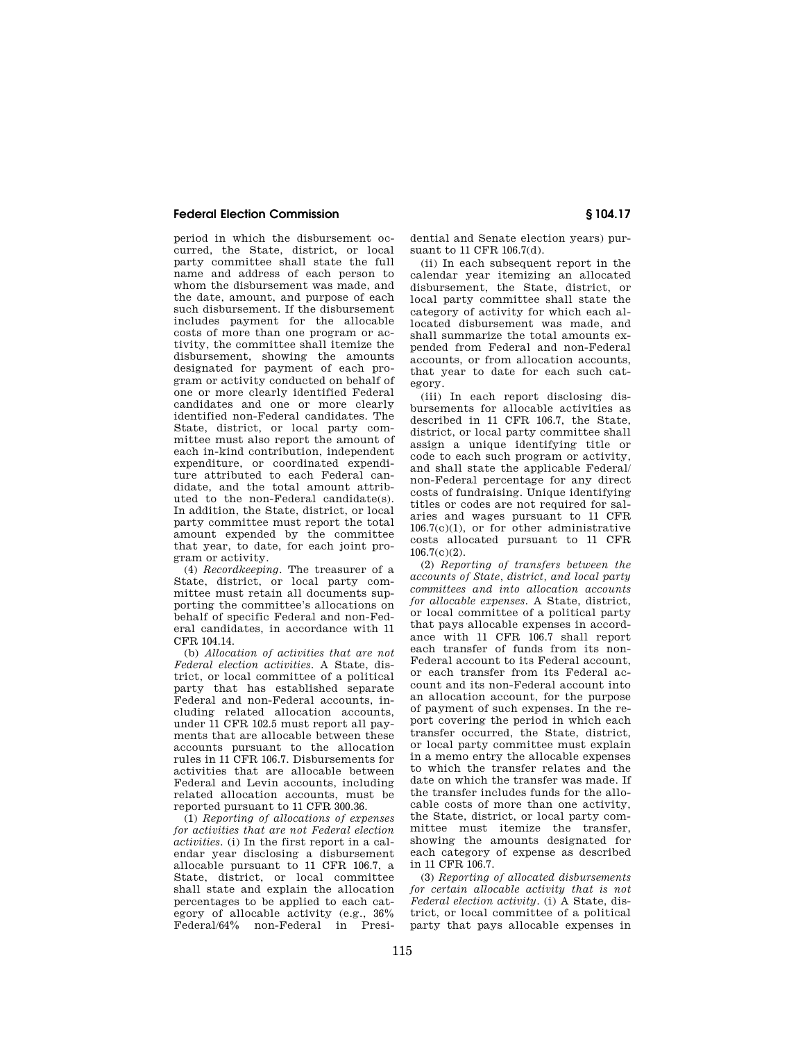period in which the disbursement occurred, the State, district, or local party committee shall state the full name and address of each person to whom the disbursement was made, and the date, amount, and purpose of each such disbursement. If the disbursement includes payment for the allocable costs of more than one program or activity, the committee shall itemize the disbursement, showing the amounts designated for payment of each program or activity conducted on behalf of one or more clearly identified Federal candidates and one or more clearly identified non-Federal candidates. The State, district, or local party committee must also report the amount of each in-kind contribution, independent expenditure, or coordinated expenditure attributed to each Federal candidate, and the total amount attributed to the non-Federal candidate(s). In addition, the State, district, or local party committee must report the total amount expended by the committee that year, to date, for each joint program or activity.

(4) *Recordkeeping.* The treasurer of a State, district, or local party committee must retain all documents supporting the committee's allocations on behalf of specific Federal and non-Federal candidates, in accordance with 11 CFR 104.14.

(b) *Allocation of activities that are not Federal election activities.* A State, district, or local committee of a political party that has established separate Federal and non-Federal accounts, including related allocation accounts, under 11 CFR 102.5 must report all payments that are allocable between these accounts pursuant to the allocation rules in 11 CFR 106.7. Disbursements for activities that are allocable between Federal and Levin accounts, including related allocation accounts, must be reported pursuant to 11 CFR 300.36.

(1) *Reporting of allocations of expenses for activities that are not Federal election activities.* (i) In the first report in a calendar year disclosing a disbursement allocable pursuant to 11 CFR 106.7, a State, district, or local committee shall state and explain the allocation percentages to be applied to each category of allocable activity (e.g., 36% Federal/64% non-Federal in Presidential and Senate election years) pursuant to 11 CFR 106.7(d).

(ii) In each subsequent report in the calendar year itemizing an allocated disbursement, the State, district, or local party committee shall state the category of activity for which each allocated disbursement was made, and shall summarize the total amounts expended from Federal and non-Federal accounts, or from allocation accounts, that year to date for each such category.

(iii) In each report disclosing disbursements for allocable activities as described in 11 CFR 106.7, the State, district, or local party committee shall assign a unique identifying title or code to each such program or activity, and shall state the applicable Federal/non-Federal percentage for any direct costs of fundraising. Unique identifying titles or codes are not required for salaries and wages pursuant to 11 CFR 106.7(c)(1), or for other administrative costs allocated pursuant to 11 CFR 106.7(c)(2).

(2) *Reporting of transfers between the accounts of State, district, and local party committees and into allocation accounts for allocable expenses.* A State, district, or local committee of a political party that pays allocable expenses in accordance with 11 CFR 106.7 shall report each transfer of funds from its non-Federal account to its Federal account, or each transfer from its Federal account and its non-Federal account into an allocation account, for the purpose of payment of such expenses. In the report covering the period in which each transfer occurred, the State, district, or local party committee must explain in a memo entry the allocable expenses to which the transfer relates and the date on which the transfer was made. If the transfer includes funds for the allocable costs of more than one activity, the State, district, or local party committee must itemize the transfer, showing the amounts designated for each category of expense as described in 11 CFR 106.7.

(3) *Reporting of allocated disbursements for certain allocable activity that is not Federal election activity.* (i) A State, district, or local committee of a political party that pays allocable expenses in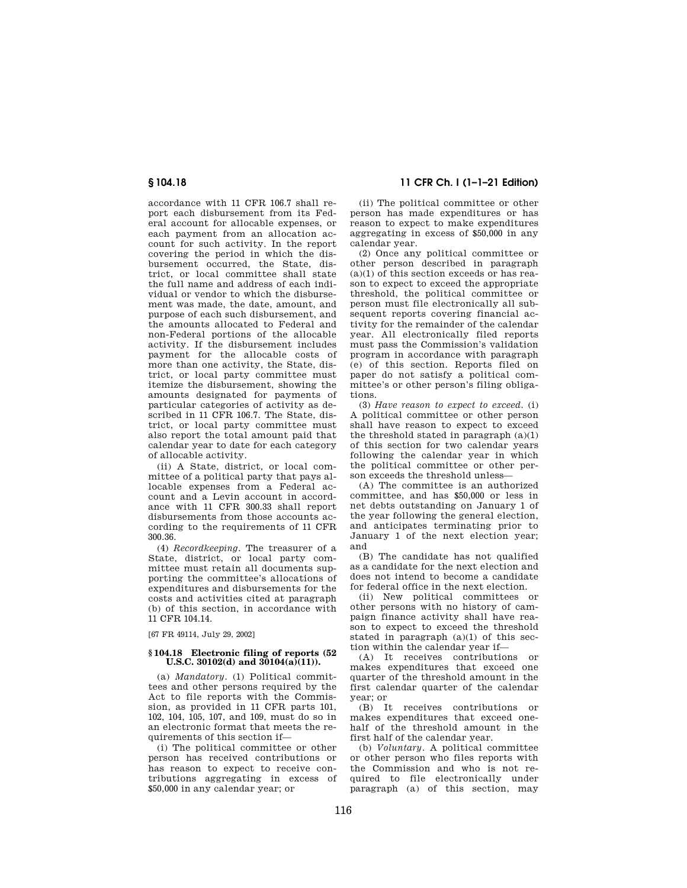accordance with 11 CFR 106.7 shall report each disbursement from its Federal account for allocable expenses, or each payment from an allocation account for such activity. In the report covering the period in which the disbursement occurred, the State, district, or local committee shall state the full name and address of each individual or vendor to which the disbursement was made, the date, amount, and purpose of each such disbursement, and the amounts allocated to Federal and non-Federal portions of the allocable activity. If the disbursement includes payment for the allocable costs of more than one activity, the State, district, or local party committee must itemize the disbursement, showing the amounts designated for payments of particular categories of activity as described in 11 CFR 106.7. The State, district, or local party committee must also report the total amount paid that calendar year to date for each category of allocable activity.

(ii) A State, district, or local committee of a political party that pays allocable expenses from a Federal account and a Levin account in accordance with 11 CFR 300.33 shall report disbursements from those accounts according to the requirements of 11 CFR 300.36.

(4) *Recordkeeping*. The treasurer of a State, district, or local party committee must retain all documents supporting the committee's allocations of expenditures and disbursements for the costs and activities cited at paragraph (b) of this section, in accordance with 11 CFR 104.14.

[67 FR 49114, July 29, 2002]

### § 104.18 Electronic filing of reports (52 U.S.C. 30102(d) and 30104(a)(11)).

(a) *Mandatory*. (1) Political committees and other persons required by the Act to file reports with the Commission, as provided in 11 CFR parts 101, 102, 104, 105, 107, and 109, must do so in an electronic format that meets the requirements of this section if—

(i) The political committee or other person has received contributions or has reason to expect to receive contributions aggregating in excess of $50,000 in any calendar year; or

(ii) The political committee or other person has made expenditures or has reason to expect to make expenditures aggregating in excess of $50,000 in any calendar year.

(2) Once any political committee or other person described in paragraph (a)(1) of this section exceeds or has reason to expect to exceed the appropriate threshold, the political committee or person must file electronically all subsequent reports covering financial activity for the remainder of the calendar year. All electronically filed reports must pass the Commission's validation program in accordance with paragraph (e) of this section. Reports filed on paper do not satisfy a political committee's or other person's filing obligations.

(3) *Have reason to expect to exceed*. (i) A political committee or other person shall have reason to expect to exceed the threshold stated in paragraph (a)(1) of this section for two calendar years following the calendar year in which the political committee or other person exceeds the threshold unless—

(A) The committee is an authorized committee, and has $50,000 or less in net debts outstanding on January 1 of the year following the general election, and anticipates terminating prior to January 1 of the next election year; and

(B) The candidate has not qualified as a candidate for the next election and does not intend to become a candidate for federal office in the next election.

(ii) New political committees or other persons with no history of campaign finance activity shall have reason to expect to exceed the threshold stated in paragraph (a)(1) of this section within the calendar year if—

(A) It receives contributions or makes expenditures that exceed one quarter of the threshold amount in the first calendar quarter of the calendar year; or

(B) It receives contributions or makes expenditures that exceed one-half of the threshold amount in the first half of the calendar year.

(b) *Voluntary*. A political committee or other person who files reports with the Commission and who is not required to file electronically under paragraph (a) of this section, may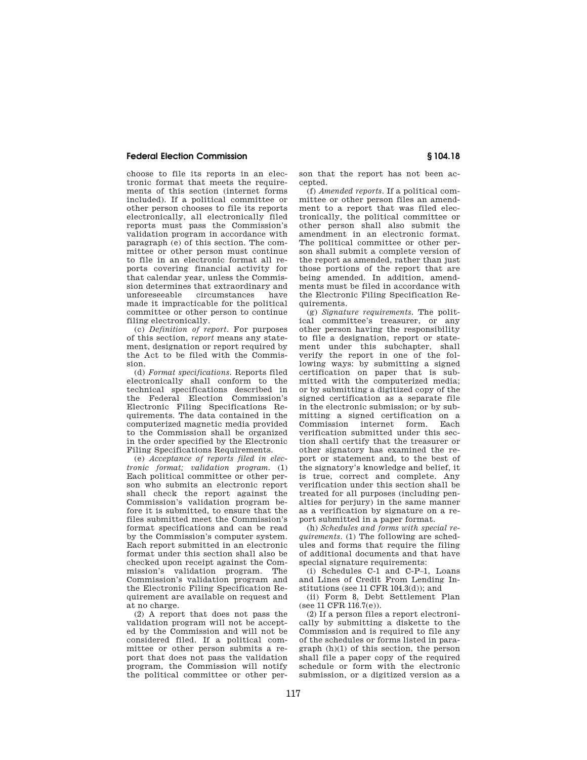choose to file its reports in an electronic format that meets the requirements of this section (internet forms included). If a political committee or other person chooses to file its reports electronically, all electronically filed reports must pass the Commission's validation program in accordance with paragraph (e) of this section. The committee or other person must continue to file in an electronic format all reports covering financial activity for that calendar year, unless the Commission determines that extraordinary and unforeseeable circumstances have made it impracticable for the political committee or other person to continue filing electronically.

(c) *Definition of report.* For purposes of this section, *report* means any statement, designation or report required by the Act to be filed with the Commission.

(d) *Format specifications.* Reports filed electronically shall conform to the technical specifications described in the Federal Election Commission's Electronic Filing Specifications Requirements. The data contained in the computerized magnetic media provided to the Commission shall be organized in the order specified by the Electronic Filing Specifications Requirements.

(e) *Acceptance of reports filed in electronic format; validation program.* (1) Each political committee or other person who submits an electronic report shall check the report against the Commission's validation program before it is submitted, to ensure that the files submitted meet the Commission's format specifications and can be read by the Commission's computer system. Each report submitted in an electronic format under this section shall also be checked upon receipt against the Commission's validation program. The Commission's validation program and the Electronic Filing Specification Requirement are available on request and at no charge.

(2) A report that does not pass the validation program will not be accepted by the Commission and will not be considered filed. If a political committee or other person submits a report that does not pass the validation program, the Commission will notify the political committee or other person that the report has not been accepted.

(f) *Amended reports.* If a political committee or other person files an amendment to a report that was filed electronically, the political committee or other person shall also submit the amendment in an electronic format. The political committee or other person shall submit a complete version of the report as amended, rather than just those portions of the report that are being amended. In addition, amendments must be filed in accordance with the Electronic Filing Specification Requirements.

(g) *Signature requirements.* The political committee's treasurer, or any other person having the responsibility to file a designation, report or statement under this subchapter, shall verify the report in one of the following ways: by submitting a signed certification on paper that is submitted with the computerized media; or by submitting a digitized copy of the signed certification as a separate file in the electronic submission; or by submitting a signed certification on a Commission internet form. Each verification submitted under this section shall certify that the treasurer or other signatory has examined the report or statement and, to the best of the signatory's knowledge and belief, it is true, correct and complete. Any verification under this section shall be treated for all purposes (including penalties for perjury) in the same manner as a verification by signature on a report submitted in a paper format.

(h) *Schedules and forms with special requirements.* (1) The following are schedules and forms that require the filing of additional documents and that have special signature requirements:

(i) Schedules C-1 and C-P–1, Loans and Lines of Credit From Lending Institutions (see 11 CFR 104.3(d)); and

(ii) Form 8, Debt Settlement Plan (see 11 CFR 116.7(e)).

(2) If a person files a report electronically by submitting a diskette to the Commission and is required to file any of the schedules or forms listed in paragraph (h)(1) of this section, the person shall file a paper copy of the required schedule or form with the electronic submission, or a digitized version as a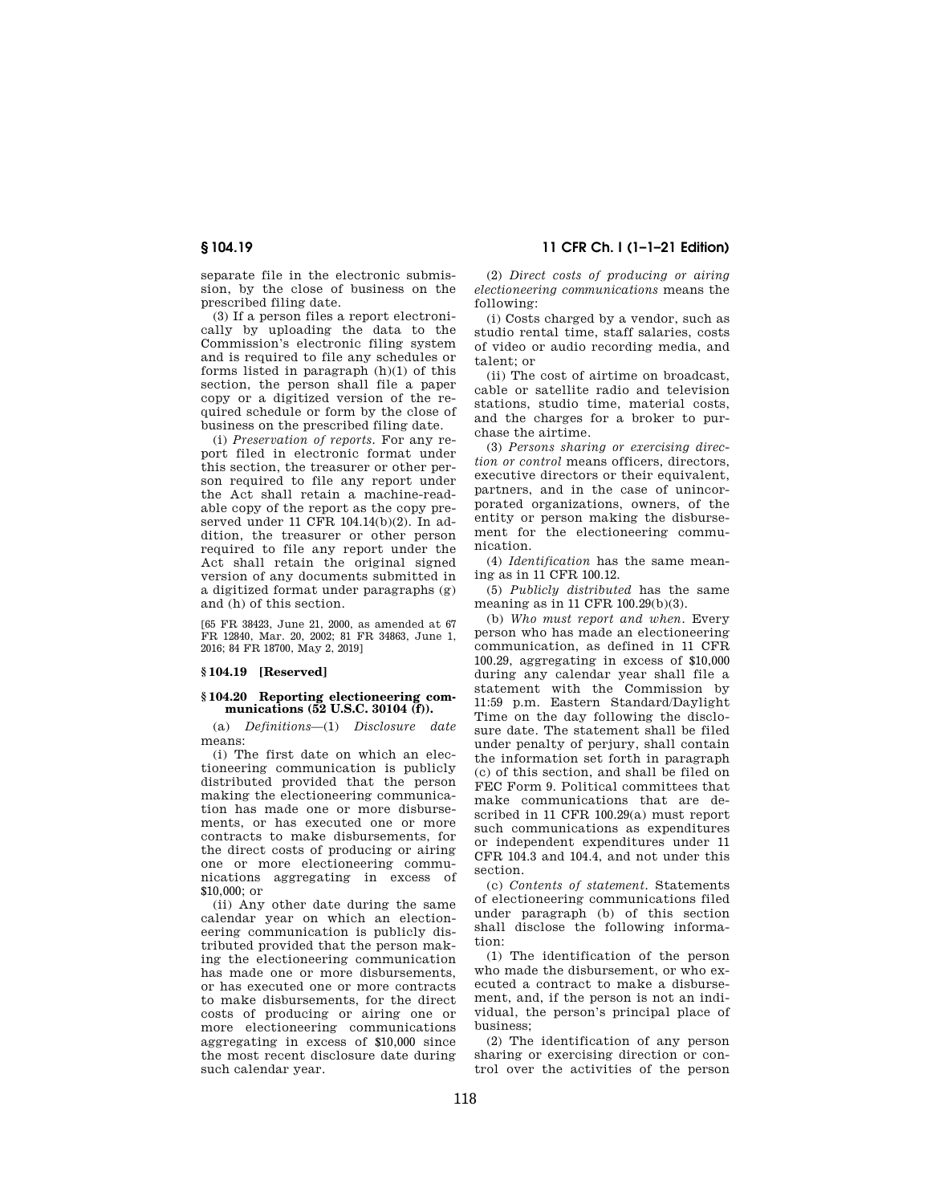separate file in the electronic submission, by the close of business on the prescribed filing date.

(3) If a person files a report electronically by uploading the data to the Commission's electronic filing system and is required to file any schedules or forms listed in paragraph (h)(1) of this section, the person shall file a paper copy or a digitized version of the required schedule or form by the close of business on the prescribed filing date.

(i) *Preservation of reports.* For any report filed in electronic format under this section, the treasurer or other person required to file any report under the Act shall retain a machine-readable copy of the report as the copy preserved under 11 CFR 104.14(b)(2). In addition, the treasurer or other person required to file any report under the Act shall retain the original signed version of any documents submitted in a digitized format under paragraphs (g) and (h) of this section.

[65 FR 38423, June 21, 2000, as amended at 67 FR 12840, Mar. 20, 2002; 81 FR 34863, June 1, 2016; 84 FR 18700, May 2, 2019]

### § 104.19 [Reserved]

### § 104.20 Reporting electioneering communications (52 U.S.C. 30104 (f)).

(a) *Definitions*—(1) *Disclosure date* means:

(i) The first date on which an electioneering communication is publicly distributed provided that the person making the electioneering communication has made one or more disbursements, or has executed one or more contracts to make disbursements, for the direct costs of producing or airing one or more electioneering communications aggregating in excess of $10,000; or

(ii) Any other date during the same calendar year on which an electioneering communication is publicly distributed provided that the person making the electioneering communication has made one or more disbursements, or has executed one or more contracts to make disbursements, for the direct costs of producing or airing one or more electioneering communications aggregating in excess of $10,000 since the most recent disclosure date during such calendar year.

(2) *Direct costs of producing or airing electioneering communications* means the following:

(i) Costs charged by a vendor, such as studio rental time, staff salaries, costs of video or audio recording media, and talent; or

(ii) The cost of airtime on broadcast, cable or satellite radio and television stations, studio time, material costs, and the charges for a broker to purchase the airtime.

(3) *Persons sharing or exercising direction or control* means officers, directors, executive directors or their equivalent, partners, and in the case of unincorporated organizations, owners, of the entity or person making the disbursement for the electioneering communication.

(4) *Identification* has the same meaning as in 11 CFR 100.12.

(5) *Publicly distributed* has the same meaning as in 11 CFR 100.29(b)(3).

(b) *Who must report and when.* Every person who has made an electioneering communication, as defined in 11 CFR 100.29, aggregating in excess of $10,000 during any calendar year shall file a statement with the Commission by 11:59 p.m. Eastern Standard/Daylight Time on the day following the disclosure date. The statement shall be filed under penalty of perjury, shall contain the information set forth in paragraph (c) of this section, and shall be filed on FEC Form 9. Political committees that make communications that are described in 11 CFR 100.29(a) must report such communications as expenditures or independent expenditures under 11 CFR 104.3 and 104.4, and not under this section.

(c) *Contents of statement.* Statements of electioneering communications filed under paragraph (b) of this section shall disclose the following information:

(1) The identification of the person who made the disbursement, or who executed a contract to make a disbursement, and, if the person is not an individual, the person's principal place of business;

(2) The identification of any person sharing or exercising direction or control over the activities of the person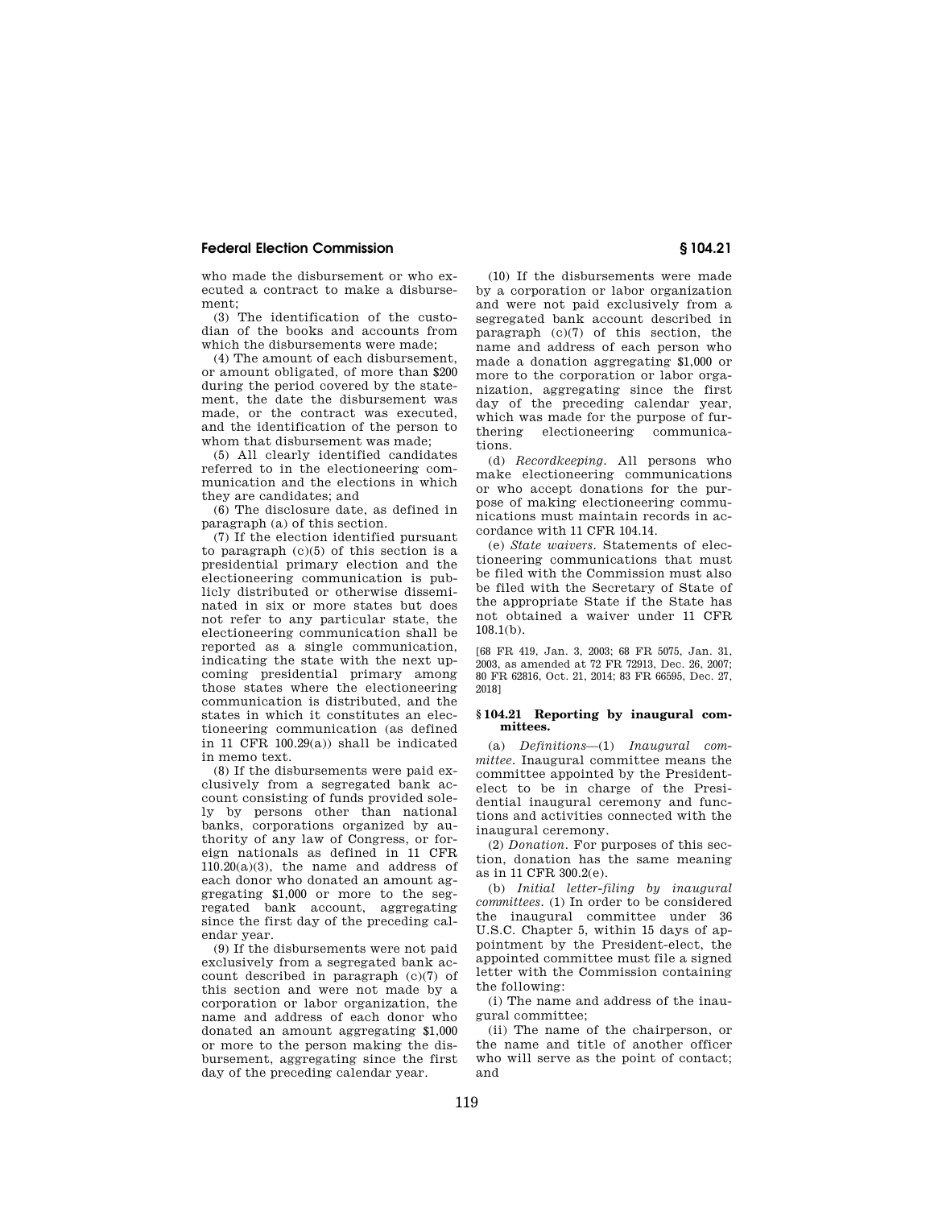who made the disbursement or who executed a contract to make a disbursement;

(3) The identification of the custodian of the books and accounts from which the disbursements were made;

(4) The amount of each disbursement, or amount obligated, of more than $200 during the period covered by the statement, the date the disbursement was made, or the contract was executed, and the identification of the person to whom that disbursement was made;

(5) All clearly identified candidates referred to in the electioneering communication and the elections in which they are candidates; and

(6) The disclosure date, as defined in paragraph (a) of this section.

(7) If the election identified pursuant to paragraph (c)(5) of this section is a presidential primary election and the electioneering communication is publicly distributed or otherwise disseminated in six or more states but does not refer to any particular state, the electioneering communication shall be reported as a single communication, indicating the state with the next upcoming presidential primary among those states where the electioneering communication is distributed, and the states in which it constitutes an electioneering communication (as defined in 11 CFR 100.29(a)) shall be indicated in memo text.

(8) If the disbursements were paid exclusively from a segregated bank account consisting of funds provided solely by persons other than national banks, corporations organized by authority of any law of Congress, or foreign nationals as defined in 11 CFR 110.20(a)(3), the name and address of each donor who donated an amount aggregating $1,000 or more to the segregated bank account, aggregating since the first day of the preceding calendar year.

(9) If the disbursements were not paid exclusively from a segregated bank account described in paragraph (c)(7) of this section and were not made by a corporation or labor organization, the name and address of each donor who donated an amount aggregating $1,000 or more to the person making the disbursement, aggregating since the first day of the preceding calendar year.

(10) If the disbursements were made by a corporation or labor organization and were not paid exclusively from a segregated bank account described in paragraph (c)(7) of this section, the name and address of each person who made a donation aggregating $1,000 or more to the corporation or labor organization, aggregating since the first day of the preceding calendar year, which was made for the purpose of furthering electioneering communications.

(d) *Recordkeeping.* All persons who make electioneering communications or who accept donations for the purpose of making electioneering communications must maintain records in accordance with 11 CFR 104.14.

(e) *State waivers.* Statements of electioneering communications that must be filed with the Commission must also be filed with the Secretary of State of the appropriate State if the State has not obtained a waiver under 11 CFR 108.1(b).

[68 FR 419, Jan. 3, 2003; 68 FR 5075, Jan. 31, 2003, as amended at 72 FR 72913, Dec. 26, 2007; 80 FR 62816, Oct. 21, 2014; 83 FR 66595, Dec. 27, 2018]

## § 104.21 Reporting by inaugural committees.

(a) *Definitions*—(1) *Inaugural committee.* Inaugural committee means the committee appointed by the President-elect to be in charge of the Presidential inaugural ceremony and functions and activities connected with the inaugural ceremony.

(2) *Donation.* For purposes of this section, donation has the same meaning as in 11 CFR 300.2(e).

(b) *Initial letter-filing by inaugural committees.* (1) In order to be considered the inaugural committee under 36 U.S.C. Chapter 5, within 15 days of appointment by the President-elect, the appointed committee must file a signed letter with the Commission containing the following:

(i) The name and address of the inaugural committee;

(ii) The name of the chairperson, or the name and title of another officer who will serve as the point of contact; and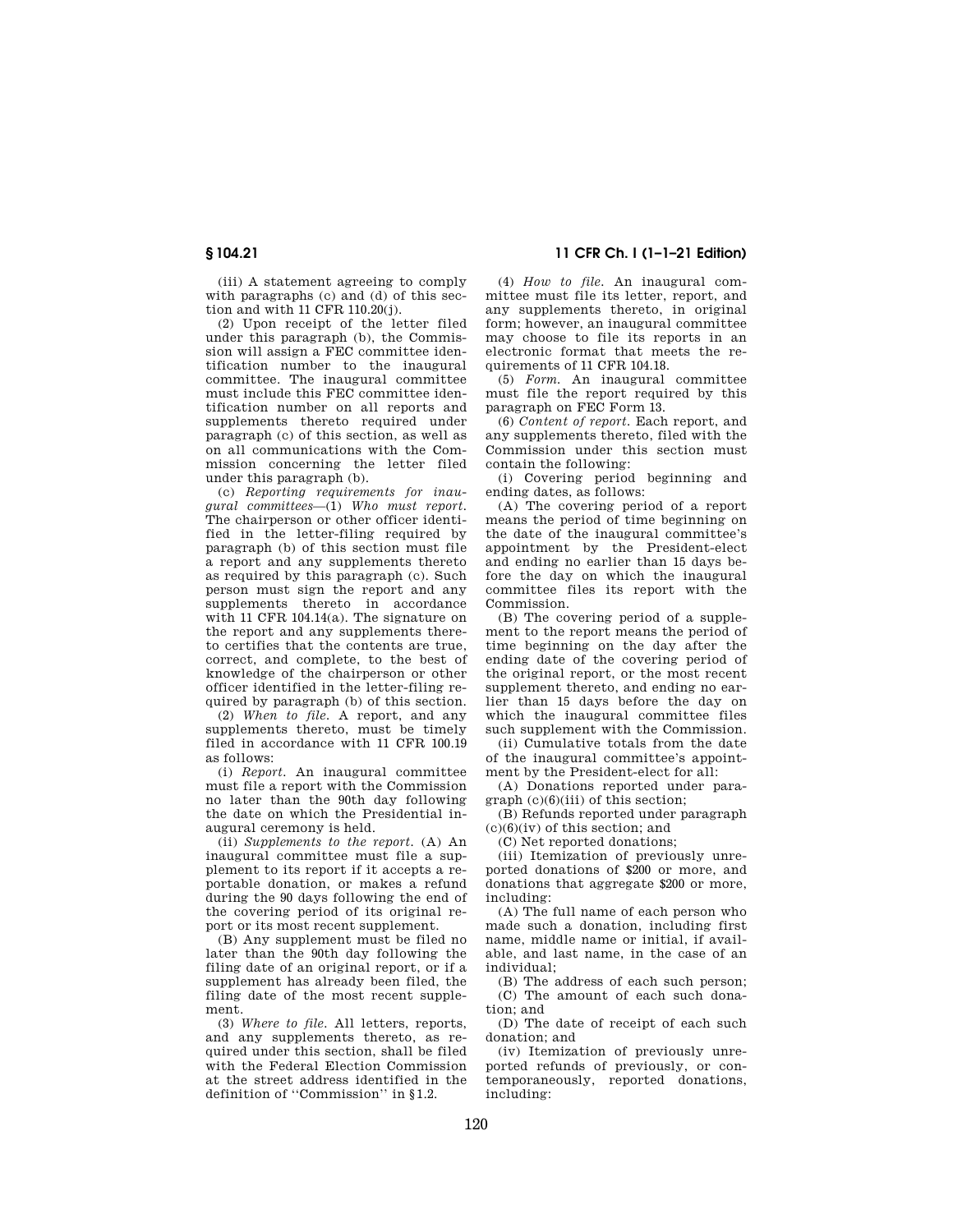(iii) A statement agreeing to comply with paragraphs (c) and (d) of this section and with 11 CFR 110.20(j).

(2) Upon receipt of the letter filed under this paragraph (b), the Commission will assign a FEC committee identification number to the inaugural committee. The inaugural committee must include this FEC committee identification number on all reports and supplements thereto required under paragraph (c) of this section, as well as on all communications with the Commission concerning the letter filed under this paragraph (b).

(c) *Reporting requirements for inaugural committees*—(1) *Who must report.* The chairperson or other officer identified in the letter-filing required by paragraph (b) of this section must file a report and any supplements thereto as required by this paragraph (c). Such person must sign the report and any supplements thereto in accordance with 11 CFR 104.14(a). The signature on the report and any supplements thereto certifies that the contents are true, correct, and complete, to the best of knowledge of the chairperson or other officer identified in the letter-filing required by paragraph (b) of this section.

(2) *When to file.* A report, and any supplements thereto, must be timely filed in accordance with 11 CFR 100.19 as follows:

(i) *Report.* An inaugural committee must file a report with the Commission no later than the 90th day following the date on which the Presidential inaugural ceremony is held.

(ii) *Supplements to the report.* (A) An inaugural committee must file a supplement to its report if it accepts a reportable donation, or makes a refund during the 90 days following the end of the covering period of its original report or its most recent supplement.

(B) Any supplement must be filed no later than the 90th day following the filing date of an original report, or if a supplement has already been filed, the filing date of the most recent supplement.

(3) *Where to file.* All letters, reports, and any supplements thereto, as required under this section, shall be filed with the Federal Election Commission at the street address identified in the definition of ''Commission'' in §1.2.

(4) *How to file.* An inaugural committee must file its letter, report, and any supplements thereto, in original form; however, an inaugural committee may choose to file its reports in an electronic format that meets the requirements of 11 CFR 104.18.

(5) *Form.* An inaugural committee must file the report required by this paragraph on FEC Form 13.

(6) *Content of report.* Each report, and any supplements thereto, filed with the Commission under this section must contain the following:

(i) Covering period beginning and ending dates, as follows:

(A) The covering period of a report means the period of time beginning on the date of the inaugural committee's appointment by the President-elect and ending no earlier than 15 days before the day on which the inaugural committee files its report with the Commission.

(B) The covering period of a supplement to the report means the period of time beginning on the day after the ending date of the covering period of the original report, or the most recent supplement thereto, and ending no earlier than 15 days before the day on which the inaugural committee files such supplement with the Commission.

(ii) Cumulative totals from the date of the inaugural committee's appointment by the President-elect for all:

(A) Donations reported under paragraph (c)(6)(iii) of this section;

(B) Refunds reported under paragraph (c)(6)(iv) of this section; and

(C) Net reported donations;

(iii) Itemization of previously unreported donations of $200 or more, and donations that aggregate $200 or more, including:

(A) The full name of each person who made such a donation, including first name, middle name or initial, if available, and last name, in the case of an individual;

(B) The address of each such person;

(C) The amount of each such donation; and

(D) The date of receipt of each such donation; and

(iv) Itemization of previously unreported refunds of previously, or contemporaneously, reported donations, including: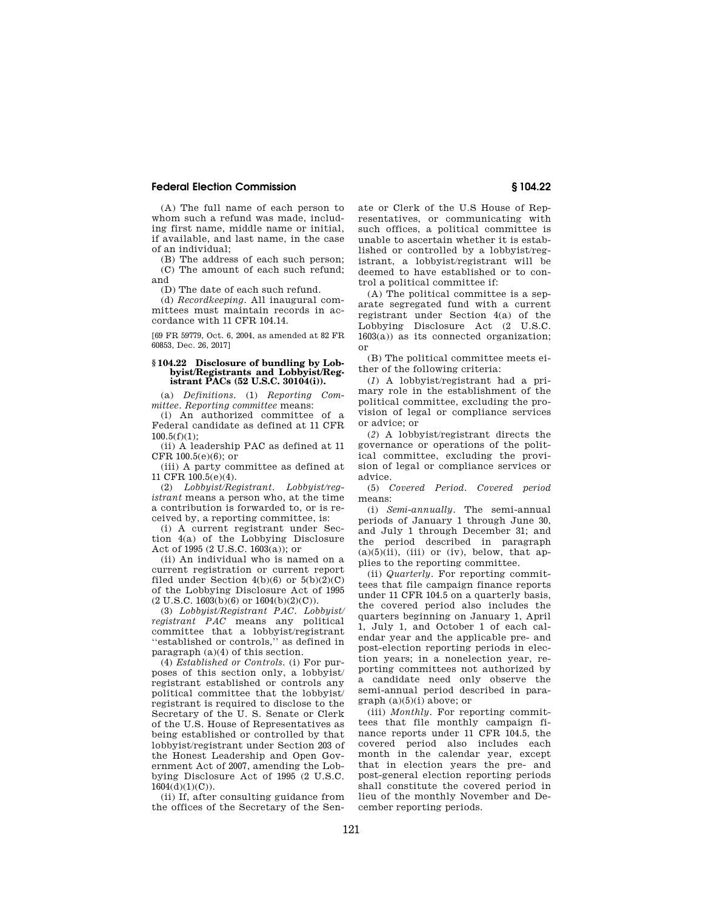(A) The full name of each person to whom such a refund was made, including first name, middle name or initial, if available, and last name, in the case of an individual;

(B) The address of each such person;

(C) The amount of each such refund; and

(D) The date of each such refund.

(d) *Recordkeeping*. All inaugural committees must maintain records in accordance with 11 CFR 104.14.

[69 FR 59779, Oct. 6, 2004, as amended at 82 FR 60853, Dec. 26, 2017]

### § 104.22 Disclosure of bundling by Lobbyist/Registrants and Lobbyist/Registrant PACs (52 U.S.C. 30104(i)).

(a) *Definitions*. (1) *Reporting Committee*. *Reporting committee* means:

(i) An authorized committee of a Federal candidate as defined at 11 CFR 100.5(f)(1);

(ii) A leadership PAC as defined at 11 CFR 100.5(e)(6); or

(iii) A party committee as defined at 11 CFR 100.5(e)(4).

(2) *Lobbyist/Registrant*. *Lobbyist/registrant* means a person who, at the time a contribution is forwarded to, or is received by, a reporting committee, is:

(i) A current registrant under Section 4(a) of the Lobbying Disclosure Act of 1995 (2 U.S.C. 1603(a)); or

(ii) An individual who is named on a current registration or current report filed under Section 4(b)(6) or 5(b)(2)(C) of the Lobbying Disclosure Act of 1995 (2 U.S.C. 1603(b)(6) or 1604(b)(2)(C)).

(3) *Lobbyist/Registrant PAC*. *Lobbyist/registrant PAC* means any political committee that a lobbyist/registrant "established or controls," as defined in paragraph (a)(4) of this section.

(4) *Established or Controls*. (i) For purposes of this section only, a lobbyist/registrant established or controls any political committee that the lobbyist/registrant is required to disclose to the Secretary of the U. S. Senate or Clerk of the U.S. House of Representatives as being established or controlled by that lobbyist/registrant under Section 203 of the Honest Leadership and Open Government Act of 2007, amending the Lobbying Disclosure Act of 1995 (2 U.S.C. 1604(d)(1)(C)).

(ii) If, after consulting guidance from the offices of the Secretary of the Senate or Clerk of the U.S House of Representatives, or communicating with such offices, a political committee is unable to ascertain whether it is established or controlled by a lobbyist/registrant, a lobbyist/registrant will be deemed to have established or to control a political committee if:

(A) The political committee is a separate segregated fund with a current registrant under Section 4(a) of the Lobbying Disclosure Act (2 U.S.C. 1603(a)) as its connected organization; or

(B) The political committee meets either of the following criteria:

(*1*) A lobbyist/registrant had a primary role in the establishment of the political committee, excluding the provision of legal or compliance services or advice; or

(*2*) A lobbyist/registrant directs the governance or operations of the political committee, excluding the provision of legal or compliance services or advice.

(5) *Covered Period*. *Covered period* means:

(i) *Semi-annually*. The semi-annual periods of January 1 through June 30, and July 1 through December 31; and the period described in paragraph (a)(5)(ii), (iii) or (iv), below, that applies to the reporting committee.

(ii) *Quarterly*. For reporting committees that file campaign finance reports under 11 CFR 104.5 on a quarterly basis, the covered period also includes the quarters beginning on January 1, April 1, July 1, and October 1 of each calendar year and the applicable pre- and post-election reporting periods in election years; in a nonelection year, reporting committees not authorized by a candidate need only observe the semi-annual period described in paragraph (a)(5)(i) above; or

(iii) *Monthly*. For reporting committees that file monthly campaign finance reports under 11 CFR 104.5, the covered period also includes each month in the calendar year, except that in election years the pre- and post-general election reporting periods shall constitute the covered period in lieu of the monthly November and December reporting periods.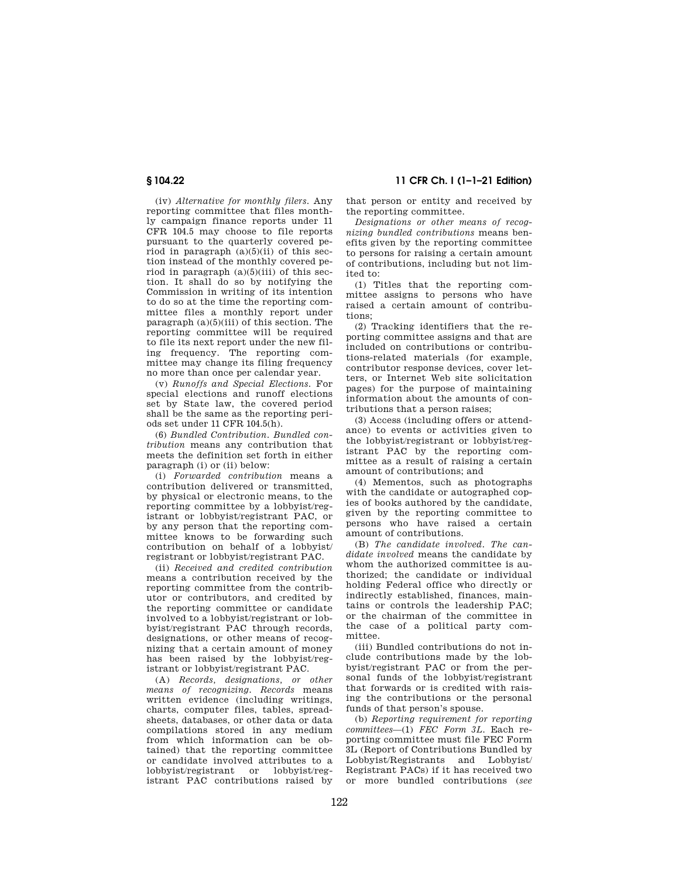(iv) *Alternative for monthly filers.* Any reporting committee that files monthly campaign finance reports under 11 CFR 104.5 may choose to file reports pursuant to the quarterly covered period in paragraph (a)(5)(ii) of this section instead of the monthly covered period in paragraph (a)(5)(iii) of this section. It shall do so by notifying the Commission in writing of its intention to do so at the time the reporting committee files a monthly report under paragraph (a)(5)(iii) of this section. The reporting committee will be required to file its next report under the new filing frequency. The reporting committee may change its filing frequency no more than once per calendar year.

(v) *Runoffs and Special Elections.* For special elections and runoff elections set by State law, the covered period shall be the same as the reporting periods set under 11 CFR 104.5(h).

(6) *Bundled Contribution. Bundled contribution* means any contribution that meets the definition set forth in either paragraph (i) or (ii) below:

(i) *Forwarded contribution* means a contribution delivered or transmitted, by physical or electronic means, to the reporting committee by a lobbyist/registrant or lobbyist/registrant PAC, or by any person that the reporting committee knows to be forwarding such contribution on behalf of a lobbyist/registrant or lobbyist/registrant PAC.

(ii) *Received and credited contribution* means a contribution received by the reporting committee from the contributor or contributors, and credited by the reporting committee or candidate involved to a lobbyist/registrant or lobbyist/registrant PAC through records, designations, or other means of recognizing that a certain amount of money has been raised by the lobbyist/registrant or lobbyist/registrant PAC.

(A) *Records, designations, or other means of recognizing. Records* means written evidence (including writings, charts, computer files, tables, spreadsheets, databases, or other data or data compilations stored in any medium from which information can be obtained) that the reporting committee or candidate involved attributes to a lobbyist/registrant or lobbyist/registrant PAC contributions raised by that person or entity and received by the reporting committee.

*Designations or other means of recognizing bundled contributions* means benefits given by the reporting committee to persons for raising a certain amount of contributions, including but not limited to:

(1) Titles that the reporting committee assigns to persons who have raised a certain amount of contributions;

(2) Tracking identifiers that the reporting committee assigns and that are included on contributions or contributions-related materials (for example, contributor response devices, cover letters, or Internet Web site solicitation pages) for the purpose of maintaining information about the amounts of contributions that a person raises;

(3) Access (including offers or attendance) to events or activities given to the lobbyist/registrant or lobbyist/registrant PAC by the reporting committee as a result of raising a certain amount of contributions; and

(4) Mementos, such as photographs with the candidate or autographed copies of books authored by the candidate, given by the reporting committee to persons who have raised a certain amount of contributions.

(B) *The candidate involved. The candidate involved* means the candidate by whom the authorized committee is authorized; the candidate or individual holding Federal office who directly or indirectly established, finances, maintains or controls the leadership PAC; or the chairman of the committee in the case of a political party committee.

(iii) Bundled contributions do not include contributions made by the lobbyist/registrant PAC or from the personal funds of the lobbyist/registrant that forwards or is credited with raising the contributions or the personal funds of that person's spouse.

(b) *Reporting requirement for reporting committees*—(1) *FEC Form 3L.* Each reporting committee must file FEC Form 3L (Report of Contributions Bundled by Lobbyist/Registrants and Lobbyist/Registrant PACs) if it has received two or more bundled contributions (*see*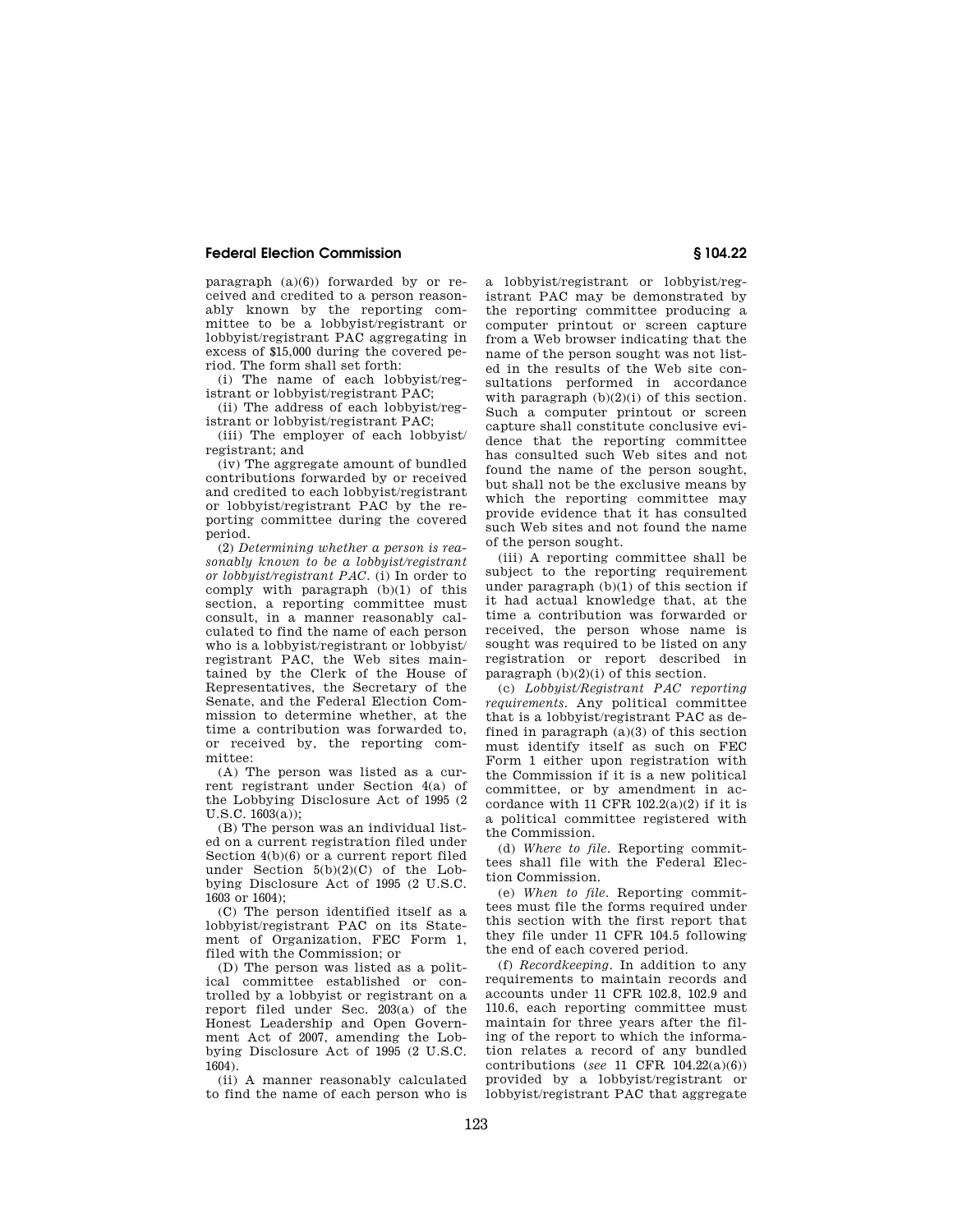paragraph (a)(6)) forwarded by or received and credited to a person reasonably known by the reporting committee to be a lobbyist/registrant or lobbyist/registrant PAC aggregating in excess of $15,000 during the covered period. The form shall set forth:

(i) The name of each lobbyist/registrant or lobbyist/registrant PAC;

(ii) The address of each lobbyist/registrant or lobbyist/registrant PAC;

(iii) The employer of each lobbyist/registrant; and

(iv) The aggregate amount of bundled contributions forwarded by or received and credited to each lobbyist/registrant or lobbyist/registrant PAC by the reporting committee during the covered period.

(2) *Determining whether a person is reasonably known to be a lobbyist/registrant or lobbyist/registrant PAC*. (i) In order to comply with paragraph (b)(1) of this section, a reporting committee must consult, in a manner reasonably calculated to find the name of each person who is a lobbyist/registrant or lobbyist/registrant PAC, the Web sites maintained by the Clerk of the House of Representatives, the Secretary of the Senate, and the Federal Election Commission to determine whether, at the time a contribution was forwarded to, or received by, the reporting committee:

(A) The person was listed as a current registrant under Section 4(a) of the Lobbying Disclosure Act of 1995 (2 U.S.C. 1603(a));

(B) The person was an individual listed on a current registration filed under Section 4(b)(6) or a current report filed under Section 5(b)(2)(C) of the Lobbying Disclosure Act of 1995 (2 U.S.C. 1603 or 1604);

(C) The person identified itself as a lobbyist/registrant PAC on its Statement of Organization, FEC Form 1, filed with the Commission; or

(D) The person was listed as a political committee established or controlled by a lobbyist or registrant on a report filed under Sec. 203(a) of the Honest Leadership and Open Government Act of 2007, amending the Lobbying Disclosure Act of 1995 (2 U.S.C. 1604).

(ii) A manner reasonably calculated to find the name of each person who is a lobbyist/registrant or lobbyist/registrant PAC may be demonstrated by the reporting committee producing a computer printout or screen capture from a Web browser indicating that the name of the person sought was not listed in the results of the Web site consultations performed in accordance with paragraph (b)(2)(i) of this section. Such a computer printout or screen capture shall constitute conclusive evidence that the reporting committee has consulted such Web sites and not found the name of the person sought, but shall not be the exclusive means by which the reporting committee may provide evidence that it has consulted such Web sites and not found the name of the person sought.

(iii) A reporting committee shall be subject to the reporting requirement under paragraph (b)(1) of this section if it had actual knowledge that, at the time a contribution was forwarded or received, the person whose name is sought was required to be listed on any registration or report described in paragraph (b)(2)(i) of this section.

(c) *Lobbyist/Registrant PAC reporting requirements*. Any political committee that is a lobbyist/registrant PAC as defined in paragraph (a)(3) of this section must identify itself as such on FEC Form 1 either upon registration with the Commission if it is a new political committee, or by amendment in accordance with 11 CFR 102.2(a)(2) if it is a political committee registered with the Commission.

(d) *Where to file*. Reporting committees shall file with the Federal Election Commission.

(e) *When to file*. Reporting committees must file the forms required under this section with the first report that they file under 11 CFR 104.5 following the end of each covered period.

(f) *Recordkeeping*. In addition to any requirements to maintain records and accounts under 11 CFR 102.8, 102.9 and 110.6, each reporting committee must maintain for three years after the filing of the report to which the information relates a record of any bundled contributions (*see* 11 CFR 104.22(a)(6)) provided by a lobbyist/registrant or lobbyist/registrant PAC that aggregate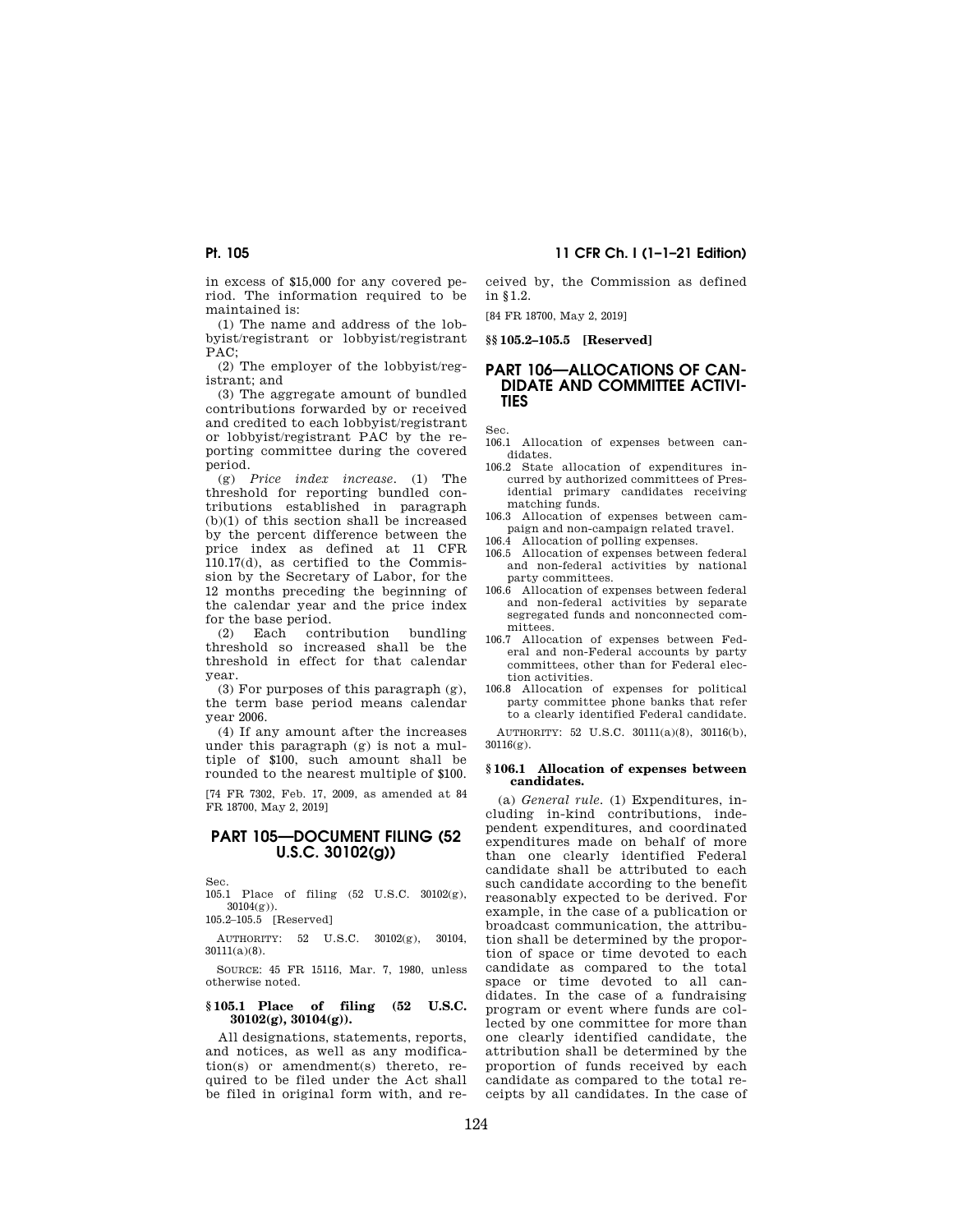in excess of $15,000 for any covered period. The information required to be maintained is:

(1) The name and address of the lobbyist/registrant or lobbyist/registrant PAC;

(2) The employer of the lobbyist/registrant; and

(3) The aggregate amount of bundled contributions forwarded by or received and credited to each lobbyist/registrant or lobbyist/registrant PAC by the reporting committee during the covered period.

(g) *Price index increase.* (1) The threshold for reporting bundled contributions established in paragraph (b)(1) of this section shall be increased by the percent difference between the price index as defined at 11 CFR 110.17(d), as certified to the Commission by the Secretary of Labor, for the 12 months preceding the beginning of the calendar year and the price index for the base period.

(2) Each contribution bundling threshold so increased shall be the threshold in effect for that calendar year.

(3) For purposes of this paragraph (g), the term base period means calendar year 2006.

(4) If any amount after the increases under this paragraph (g) is not a multiple of $100, such amount shall be rounded to the nearest multiple of $100.

[74 FR 7302, Feb. 17, 2009, as amended at 84 FR 18700, May 2, 2019]

## PART 105—DOCUMENT FILING (52 U.S.C. 30102(g))

Sec.
105.1 Place of filing (52 U.S.C. 30102(g), 30104(g)).
105.2–105.5 [Reserved]

AUTHORITY: 52 U.S.C. 30102(g), 30104, 30111(a)(8).

SOURCE: 45 FR 15116, Mar. 7, 1980, unless otherwise noted.

### § 105.1 Place of filing (52 U.S.C. 30102(g), 30104(g)).

All designations, statements, reports, and notices, as well as any modification(s) or amendment(s) thereto, required to be filed under the Act shall be filed in original form with, and received by, the Commission as defined in §1.2.

[84 FR 18700, May 2, 2019]

### §§ 105.2–105.5 [Reserved]

## PART 106—ALLOCATIONS OF CANDIDATE AND COMMITTEE ACTIVITIES

Sec.
106.1 Allocation of expenses between candidates.
106.2 State allocation of expenditures incurred by authorized committees of Presidential primary candidates receiving matching funds.
106.3 Allocation of expenses between campaign and non-campaign related travel.
106.4 Allocation of polling expenses.
106.5 Allocation of expenses between federal and non-federal activities by national party committees.
106.6 Allocation of expenses between federal and non-federal activities by separate segregated funds and nonconnected committees.
106.7 Allocation of expenses between Federal and non-Federal accounts by party committees, other than for Federal election activities.
106.8 Allocation of expenses for political party committee phone banks that refer to a clearly identified Federal candidate.

AUTHORITY: 52 U.S.C. 30111(a)(8), 30116(b), 30116(g).

### § 106.1 Allocation of expenses between candidates.

(a) *General rule.* (1) Expenditures, including in-kind contributions, independent expenditures, and coordinated expenditures made on behalf of more than one clearly identified Federal candidate shall be attributed to each such candidate according to the benefit reasonably expected to be derived. For example, in the case of a publication or broadcast communication, the attribution shall be determined by the proportion of space or time devoted to each candidate as compared to the total space or time devoted to all candidates. In the case of a fundraising program or event where funds are collected by one committee for more than one clearly identified candidate, the attribution shall be determined by the proportion of funds received by each candidate as compared to the total receipts by all candidates. In the case of